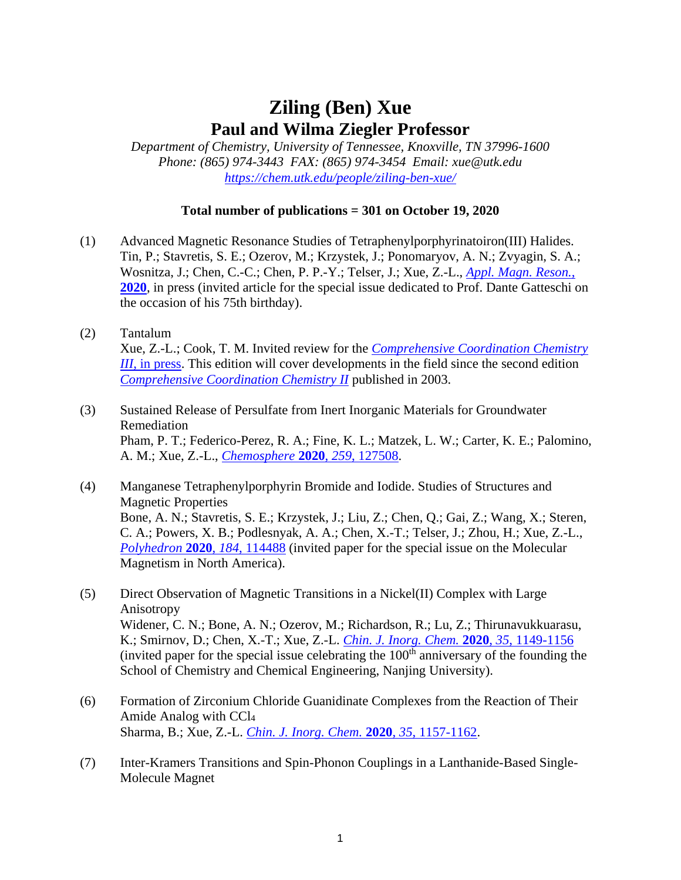# Ziling (Ben) Xue
## Paul and Wilma Ziegler Professor

*Department of Chemistry, University of Tennessee, Knoxville, TN 37996-1600*
*Phone: (865) 974-3443 FAX: (865) 974-3454 Email: xue@utk.edu*
*https://chem.utk.edu/people/ziling-ben-xue/*

**Total number of publications = 301 on October 19, 2020**

(1) Advanced Magnetic Resonance Studies of Tetraphenylporphyrinatoiron(III) Halides. Tin, P.; Stavretis, S. E.; Ozerov, M.; Krzystek, J.; Ponomaryov, A. N.; Zvyagin, S. A.; Wosnitza, J.; Chen, C.-C.; Chen, P. P.-Y.; Telser, J.; Xue, Z.-L., *Appl. Magn. Reson.*, **2020**, in press (invited article for the special issue dedicated to Prof. Dante Gatteschi on the occasion of his 75th birthday).

(2) Tantalum
Xue, Z.-L.; Cook, T. M. Invited review for the *Comprehensive Coordination Chemistry III*, in press. This edition will cover developments in the field since the second edition *Comprehensive Coordination Chemistry II* published in 2003.

(3) Sustained Release of Persulfate from Inert Inorganic Materials for Groundwater Remediation
Pham, P. T.; Federico-Perez, R. A.; Fine, K. L.; Matzek, L. W.; Carter, K. E.; Palomino, A. M.; Xue, Z.-L., *Chemosphere* **2020**, *259*, 127508.

(4) Manganese Tetraphenylporphyrin Bromide and Iodide. Studies of Structures and Magnetic Properties
Bone, A. N.; Stavretis, S. E.; Krzystek, J.; Liu, Z.; Chen, Q.; Gai, Z.; Wang, X.; Steren, C. A.; Powers, X. B.; Podlesnyak, A. A.; Chen, X.-T.; Telser, J.; Zhou, H.; Xue, Z.-L., *Polyhedron* **2020**, *184*, 114488 (invited paper for the special issue on the Molecular Magnetism in North America).

(5) Direct Observation of Magnetic Transitions in a Nickel(II) Complex with Large Anisotropy
Widener, C. N.; Bone, A. N.; Ozerov, M.; Richardson, R.; Lu, Z.; Thirunavukkuarasu, K.; Smirnov, D.; Chen, X.-T.; Xue, Z.-L. *Chin. J. Inorg. Chem.* **2020**, *35*, 1149-1156 (invited paper for the special issue celebrating the 100th anniversary of the founding the School of Chemistry and Chemical Engineering, Nanjing University).

(6) Formation of Zirconium Chloride Guanidinate Complexes from the Reaction of Their Amide Analog with $CCl_4$
Sharma, B.; Xue, Z.-L. *Chin. J. Inorg. Chem.* **2020**, *35*, 1157-1162.

(7) Inter-Kramers Transitions and Spin-Phonon Couplings in a Lanthanide-Based Single-Molecule Magnet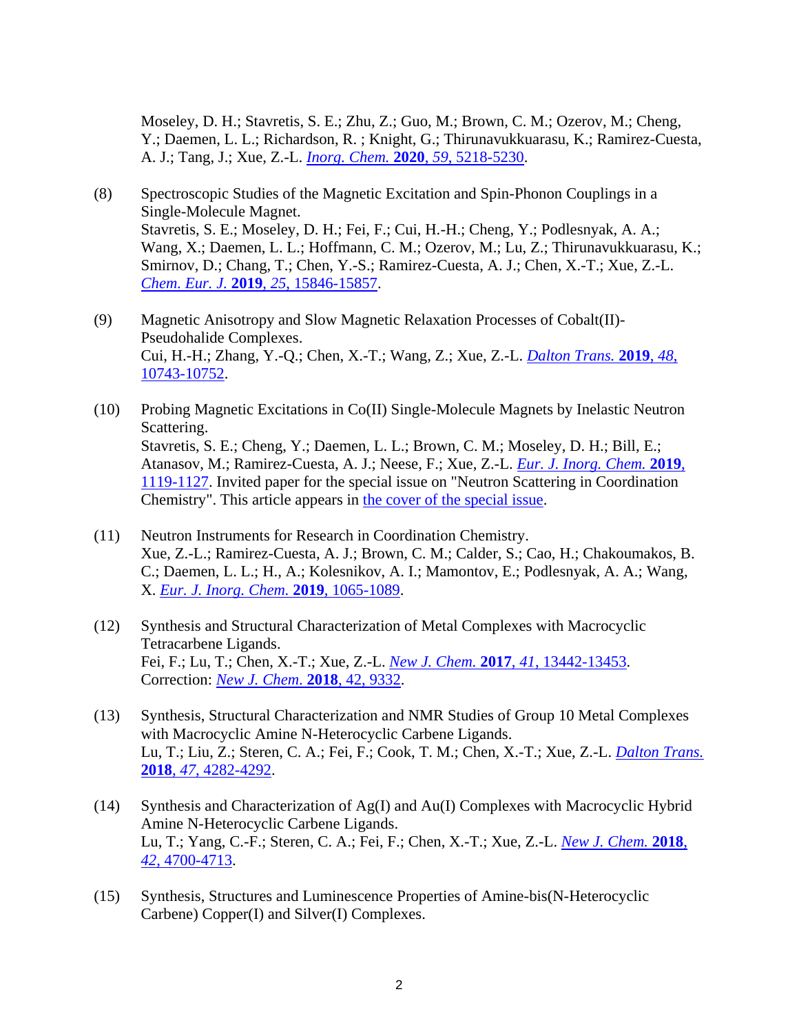Moseley, D. H.; Stavretis, S. E.; Zhu, Z.; Guo, M.; Brown, C. M.; Ozerov, M.; Cheng, Y.; Daemen, L. L.; Richardson, R. ; Knight, G.; Thirunavukkuarasu, K.; Ramirez-Cuesta, A. J.; Tang, J.; Xue, Z.-L. *Inorg. Chem.* **2020**, *59*, 5218-5230.

(8) Spectroscopic Studies of the Magnetic Excitation and Spin-Phonon Couplings in a Single-Molecule Magnet.
Stavretis, S. E.; Moseley, D. H.; Fei, F.; Cui, H.-H.; Cheng, Y.; Podlesnyak, A. A.; Wang, X.; Daemen, L. L.; Hoffmann, C. M.; Ozerov, M.; Lu, Z.; Thirunavukkuarasu, K.; Smirnov, D.; Chang, T.; Chen, Y.-S.; Ramirez-Cuesta, A. J.; Chen, X.-T.; Xue, Z.-L. *Chem. Eur. J.* **2019**, *25*, 15846-15857.

(9) Magnetic Anisotropy and Slow Magnetic Relaxation Processes of Cobalt(II)-Pseudohalide Complexes.
Cui, H.-H.; Zhang, Y.-Q.; Chen, X.-T.; Wang, Z.; Xue, Z.-L. *Dalton Trans.* **2019**, *48*, 10743-10752.

(10) Probing Magnetic Excitations in Co(II) Single-Molecule Magnets by Inelastic Neutron Scattering.
Stavretis, S. E.; Cheng, Y.; Daemen, L. L.; Brown, C. M.; Moseley, D. H.; Bill, E.; Atanasov, M.; Ramirez-Cuesta, A. J.; Neese, F.; Xue, Z.-L. *Eur. J. Inorg. Chem.* **2019**, 1119-1127. Invited paper for the special issue on "Neutron Scattering in Coordination Chemistry". This article appears in the cover of the special issue.

(11) Neutron Instruments for Research in Coordination Chemistry.
Xue, Z.-L.; Ramirez-Cuesta, A. J.; Brown, C. M.; Calder, S.; Cao, H.; Chakoumakos, B. C.; Daemen, L. L.; H., A.; Kolesnikov, A. I.; Mamontov, E.; Podlesnyak, A. A.; Wang, X. *Eur. J. Inorg. Chem.* **2019**, 1065-1089.

(12) Synthesis and Structural Characterization of Metal Complexes with Macrocyclic Tetracarbene Ligands.
Fei, F.; Lu, T.; Chen, X.-T.; Xue, Z.-L. *New J. Chem.* **2017**, *41*, 13442-13453.
Correction: *New J. Chem.* **2018**, 42, 9332.

(13) Synthesis, Structural Characterization and NMR Studies of Group 10 Metal Complexes with Macrocyclic Amine N-Heterocyclic Carbene Ligands.
Lu, T.; Liu, Z.; Steren, C. A.; Fei, F.; Cook, T. M.; Chen, X.-T.; Xue, Z.-L. *Dalton Trans.* **2018**, *47*, 4282-4292.

(14) Synthesis and Characterization of Ag(I) and Au(I) Complexes with Macrocyclic Hybrid Amine N-Heterocyclic Carbene Ligands.
Lu, T.; Yang, C.-F.; Steren, C. A.; Fei, F.; Chen, X.-T.; Xue, Z.-L. *New J. Chem.* **2018**, *42*, 4700-4713.

(15) Synthesis, Structures and Luminescence Properties of Amine-bis(N-Heterocyclic Carbene) Copper(I) and Silver(I) Complexes.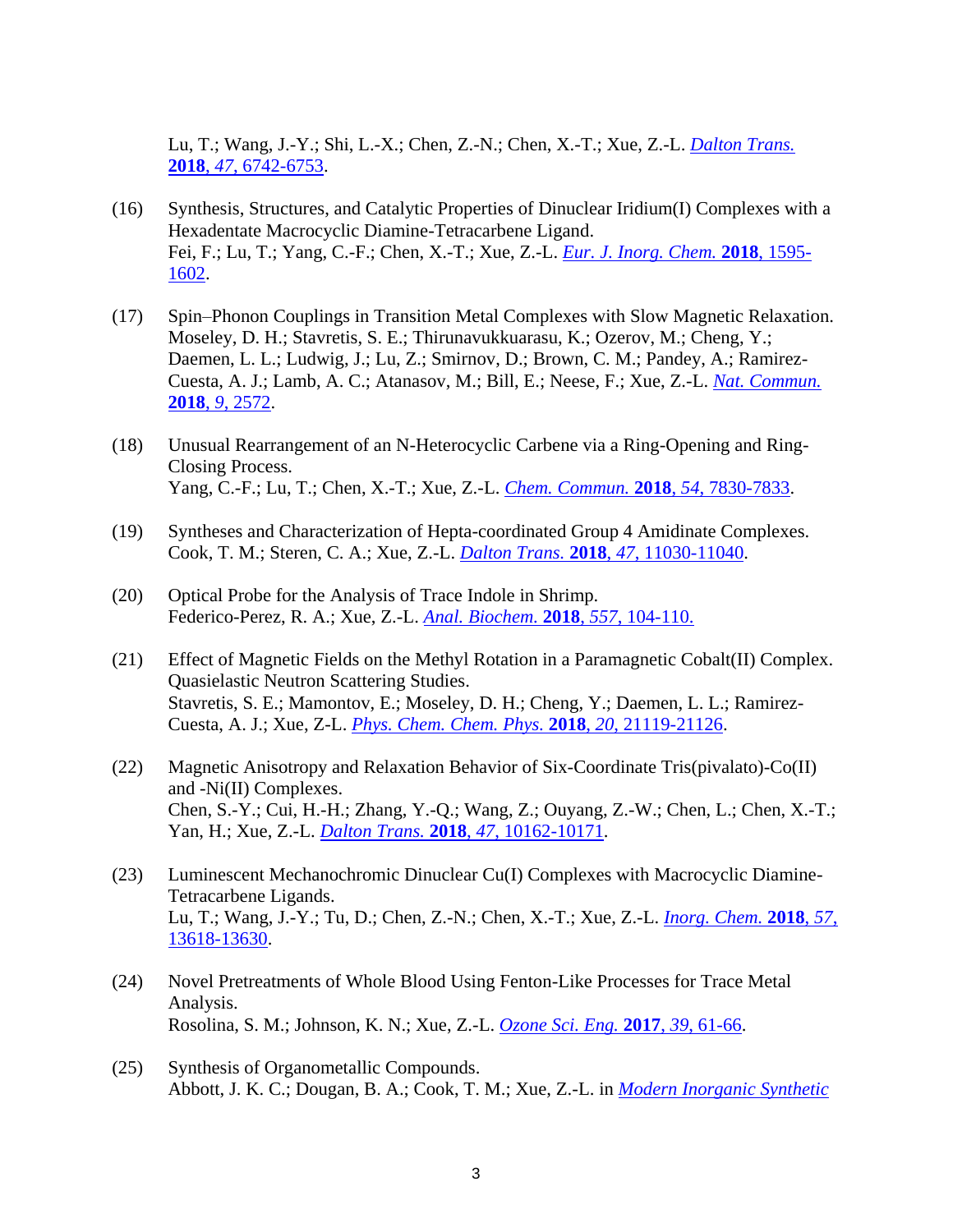Lu, T.; Wang, J.-Y.; Shi, L.-X.; Chen, Z.-N.; Chen, X.-T.; Xue, Z.-L. *Dalton Trans.* **2018**, *47*, 6742-6753.

(16) Synthesis, Structures, and Catalytic Properties of Dinuclear Iridium(I) Complexes with a Hexadentate Macrocyclic Diamine-Tetracarbene Ligand.
Fei, F.; Lu, T.; Yang, C.-F.; Chen, X.-T.; Xue, Z.-L. *Eur. J. Inorg. Chem.* **2018**, 1595-1602.

(17) Spin–Phonon Couplings in Transition Metal Complexes with Slow Magnetic Relaxation.
Moseley, D. H.; Stavretis, S. E.; Thirunavukkuarasu, K.; Ozerov, M.; Cheng, Y.; Daemen, L. L.; Ludwig, J.; Lu, Z.; Smirnov, D.; Brown, C. M.; Pandey, A.; Ramirez-Cuesta, A. J.; Lamb, A. C.; Atanasov, M.; Bill, E.; Neese, F.; Xue, Z.-L. *Nat. Commun.* **2018**, *9*, 2572.

(18) Unusual Rearrangement of an N-Heterocyclic Carbene via a Ring-Opening and Ring-Closing Process.
Yang, C.-F.; Lu, T.; Chen, X.-T.; Xue, Z.-L. *Chem. Commun.* **2018**, *54*, 7830-7833.

(19) Syntheses and Characterization of Hepta-coordinated Group 4 Amidinate Complexes.
Cook, T. M.; Steren, C. A.; Xue, Z.-L. *Dalton Trans.* **2018**, *47*, 11030-11040.

(20) Optical Probe for the Analysis of Trace Indole in Shrimp.
Federico-Perez, R. A.; Xue, Z.-L. *Anal. Biochem.* **2018**, *557*, 104-110.

(21) Effect of Magnetic Fields on the Methyl Rotation in a Paramagnetic Cobalt(II) Complex. Quasielastic Neutron Scattering Studies.
Stavretis, S. E.; Mamontov, E.; Moseley, D. H.; Cheng, Y.; Daemen, L. L.; Ramirez-Cuesta, A. J.; Xue, Z-L. *Phys. Chem. Chem. Phys.* **2018**, *20*, 21119-21126.

(22) Magnetic Anisotropy and Relaxation Behavior of Six-Coordinate Tris(pivalato)-Co(II) and -Ni(II) Complexes.
Chen, S.-Y.; Cui, H.-H.; Zhang, Y.-Q.; Wang, Z.; Ouyang, Z.-W.; Chen, L.; Chen, X.-T.; Yan, H.; Xue, Z.-L. *Dalton Trans.* **2018**, *47*, 10162-10171.

(23) Luminescent Mechanochromic Dinuclear Cu(I) Complexes with Macrocyclic Diamine-Tetracarbene Ligands.
Lu, T.; Wang, J.-Y.; Tu, D.; Chen, Z.-N.; Chen, X.-T.; Xue, Z.-L. *Inorg. Chem.* **2018**, *57*, 13618-13630.

(24) Novel Pretreatments of Whole Blood Using Fenton-Like Processes for Trace Metal Analysis.
Rosolina, S. M.; Johnson, K. N.; Xue, Z.-L. *Ozone Sci. Eng.* **2017**, *39*, 61-66.

(25) Synthesis of Organometallic Compounds.
Abbott, J. K. C.; Dougan, B. A.; Cook, T. M.; Xue, Z.-L. in *Modern Inorganic Synthetic*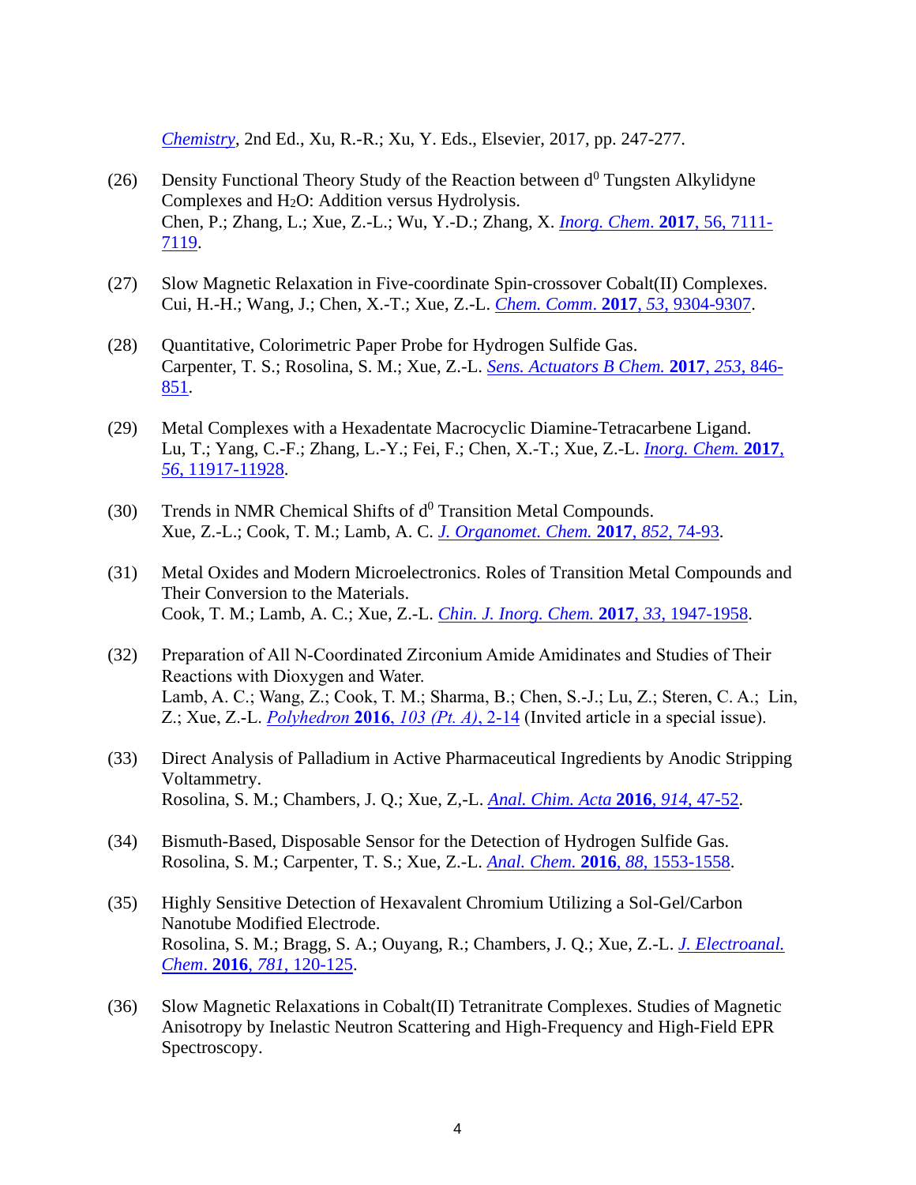*Chemistry*, 2nd Ed., Xu, R.-R.; Xu, Y. Eds., Elsevier, 2017, pp. 247-277.

(26) Density Functional Theory Study of the Reaction between d$^0$ Tungsten Alkylidyne Complexes and $H_2O$: Addition versus Hydrolysis.
Chen, P.; Zhang, L.; Xue, Z.-L.; Wu, Y.-D.; Zhang, X. *Inorg. Chem.* **2017**, 56, 7111-7119.

(27) Slow Magnetic Relaxation in Five-coordinate Spin-crossover Cobalt(II) Complexes.
Cui, H.-H.; Wang, J.; Chen, X.-T.; Xue, Z.-L. *Chem. Comm.* **2017**, *53*, 9304-9307.

(28) Quantitative, Colorimetric Paper Probe for Hydrogen Sulfide Gas.
Carpenter, T. S.; Rosolina, S. M.; Xue, Z.-L. *Sens. Actuators B Chem.* **2017**, *253*, 846-851.

(29) Metal Complexes with a Hexadentate Macrocyclic Diamine-Tetracarbene Ligand.
Lu, T.; Yang, C.-F.; Zhang, L.-Y.; Fei, F.; Chen, X.-T.; Xue, Z.-L. *Inorg. Chem.* **2017**, *56*, 11917-11928.

(30) Trends in NMR Chemical Shifts of d$^0$ Transition Metal Compounds.
Xue, Z.-L.; Cook, T. M.; Lamb, A. C. *J. Organomet. Chem.* **2017**, *852*, 74-93.

(31) Metal Oxides and Modern Microelectronics. Roles of Transition Metal Compounds and Their Conversion to the Materials.
Cook, T. M.; Lamb, A. C.; Xue, Z.-L. *Chin. J. Inorg. Chem.* **2017**, *33*, 1947-1958.

(32) Preparation of All N-Coordinated Zirconium Amide Amidinates and Studies of Their Reactions with Dioxygen and Water.
Lamb, A. C.; Wang, Z.; Cook, T. M.; Sharma, B.; Chen, S.-J.; Lu, Z.; Steren, C. A.; Lin, Z.; Xue, Z.-L. *Polyhedron* **2016**, *103 (Pt. A)*, 2-14 (Invited article in a special issue).

(33) Direct Analysis of Palladium in Active Pharmaceutical Ingredients by Anodic Stripping Voltammetry.
Rosolina, S. M.; Chambers, J. Q.; Xue, Z,-L. *Anal. Chim. Acta* **2016**, *914*, 47-52.

(34) Bismuth-Based, Disposable Sensor for the Detection of Hydrogen Sulfide Gas.
Rosolina, S. M.; Carpenter, T. S.; Xue, Z.-L. *Anal. Chem.* **2016**, *88*, 1553-1558.

(35) Highly Sensitive Detection of Hexavalent Chromium Utilizing a Sol-Gel/Carbon Nanotube Modified Electrode.
Rosolina, S. M.; Bragg, S. A.; Ouyang, R.; Chambers, J. Q.; Xue, Z.-L. *J. Electroanal. Chem.* **2016**, *781*, 120-125.

(36) Slow Magnetic Relaxations in Cobalt(II) Tetranitrate Complexes. Studies of Magnetic Anisotropy by Inelastic Neutron Scattering and High-Frequency and High-Field EPR Spectroscopy.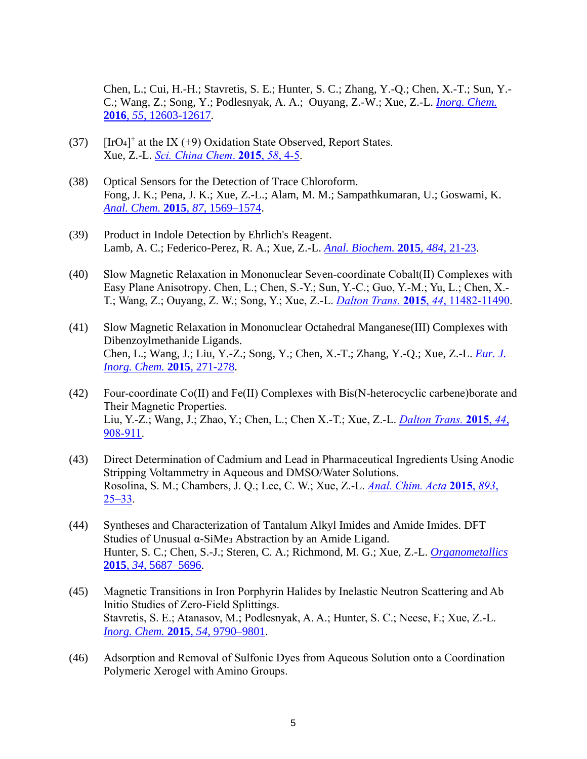Chen, L.; Cui, H.-H.; Stavretis, S. E.; Hunter, S. C.; Zhang, Y.-Q.; Chen, X.-T.; Sun, Y.-C.; Wang, Z.; Song, Y.; Podlesnyak, A. A.; Ouyang, Z.-W.; Xue, Z.-L. *Inorg. Chem.* **2016**, *55*, 12603-12617.

(37) $[IrO_4]^+$ at the IX (+9) Oxidation State Observed, Report States.
Xue, Z.-L. *Sci. China Chem*. **2015**, *58*, 4-5.

(38) Optical Sensors for the Detection of Trace Chloroform.
Fong, J. K.; Pena, J. K.; Xue, Z.-L.; Alam, M. M.; Sampathkumaran, U.; Goswami, K. *Anal. Chem.* **2015**, *87*, 1569–1574.

(39) Product in Indole Detection by Ehrlich's Reagent.
Lamb, A. C.; Federico-Perez, R. A.; Xue, Z.-L. *Anal. Biochem.* **2015**, *484*, 21-23.

(40) Slow Magnetic Relaxation in Mononuclear Seven-coordinate Cobalt(II) Complexes with Easy Plane Anisotropy. Chen, L.; Chen, S.-Y.; Sun, Y.-C.; Guo, Y.-M.; Yu, L.; Chen, X.-T.; Wang, Z.; Ouyang, Z. W.; Song, Y.; Xue, Z.-L. *Dalton Trans.* **2015**, *44*, 11482-11490.

(41) Slow Magnetic Relaxation in Mononuclear Octahedral Manganese(III) Complexes with Dibenzoylmethanide Ligands.
Chen, L.; Wang, J.; Liu, Y.-Z.; Song, Y.; Chen, X.-T.; Zhang, Y.-Q.; Xue, Z.-L. *Eur. J. Inorg. Chem.* **2015**, 271-278.

(42) Four-coordinate Co(II) and Fe(II) Complexes with Bis(N-heterocyclic carbene)borate and Their Magnetic Properties.
Liu, Y.-Z.; Wang, J.; Zhao, Y.; Chen, L.; Chen X.-T.; Xue, Z.-L. *Dalton Trans.* **2015**, *44*, 908-911.

(43) Direct Determination of Cadmium and Lead in Pharmaceutical Ingredients Using Anodic Stripping Voltammetry in Aqueous and DMSO/Water Solutions.
Rosolina, S. M.; Chambers, J. Q.; Lee, C. W.; Xue, Z.-L. *Anal. Chim. Acta* **2015**, *893*, 25–33.

(44) Syntheses and Characterization of Tantalum Alkyl Imides and Amide Imides. DFT Studies of Unusual α-$SiMe_3$ Abstraction by an Amide Ligand.
Hunter, S. C.; Chen, S.-J.; Steren, C. A.; Richmond, M. G.; Xue, Z.-L. *Organometallics* **2015**, *34*, 5687–5696.

(45) Magnetic Transitions in Iron Porphyrin Halides by Inelastic Neutron Scattering and Ab Initio Studies of Zero-Field Splittings.
Stavretis, S. E.; Atanasov, M.; Podlesnyak, A. A.; Hunter, S. C.; Neese, F.; Xue, Z.-L. *Inorg. Chem.* **2015**, *54*, 9790–9801.

(46) Adsorption and Removal of Sulfonic Dyes from Aqueous Solution onto a Coordination Polymeric Xerogel with Amino Groups.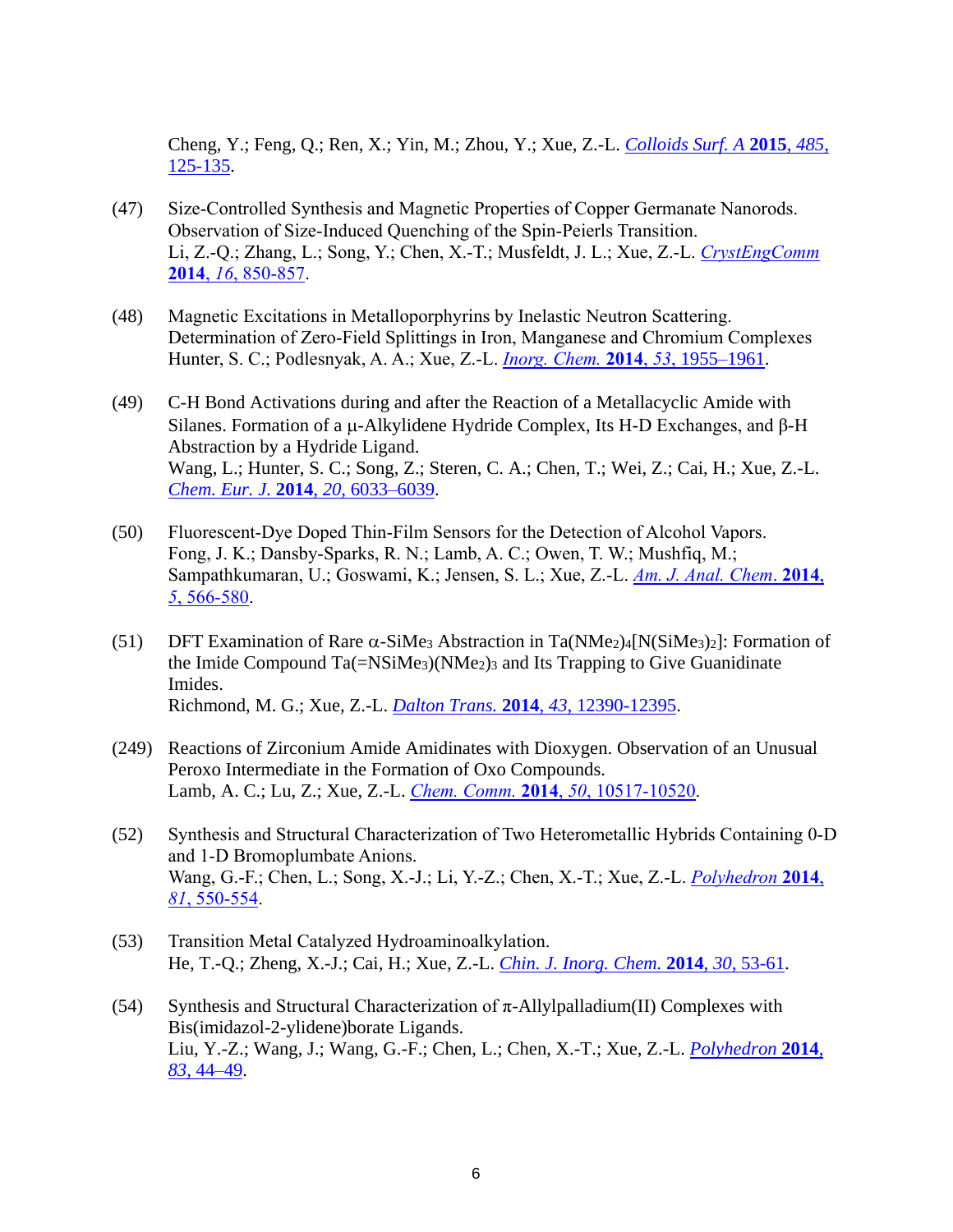Cheng, Y.; Feng, Q.; Ren, X.; Yin, M.; Zhou, Y.; Xue, Z.-L. *Colloids Surf. A* **2015**, *485*, 125-135.

(47) Size-Controlled Synthesis and Magnetic Properties of Copper Germanate Nanorods. Observation of Size-Induced Quenching of the Spin-Peierls Transition.
Li, Z.-Q.; Zhang, L.; Song, Y.; Chen, X.-T.; Musfeldt, J. L.; Xue, Z.-L. *CrystEngComm* **2014**, *16*, 850-857.

(48) Magnetic Excitations in Metalloporphyrins by Inelastic Neutron Scattering. Determination of Zero-Field Splittings in Iron, Manganese and Chromium Complexes
Hunter, S. C.; Podlesnyak, A. A.; Xue, Z.-L. *Inorg. Chem.* **2014**, *53*, 1955–1961.

(49) C-H Bond Activations during and after the Reaction of a Metallacyclic Amide with Silanes. Formation of a μ-Alkylidene Hydride Complex, Its H-D Exchanges, and β-H Abstraction by a Hydride Ligand.
Wang, L.; Hunter, S. C.; Song, Z.; Steren, C. A.; Chen, T.; Wei, Z.; Cai, H.; Xue, Z.-L. *Chem. Eur. J.* **2014**, *20*, 6033–6039.

(50) Fluorescent-Dye Doped Thin-Film Sensors for the Detection of Alcohol Vapors.
Fong, J. K.; Dansby-Sparks, R. N.; Lamb, A. C.; Owen, T. W.; Mushfiq, M.; Sampathkumaran, U.; Goswami, K.; Jensen, S. L.; Xue, Z.-L. *Am. J. Anal. Chem.* **2014**, *5*, 566-580.

(51) DFT Examination of Rare α-$SiMe_3$ Abstraction in $Ta(NMe_2)_4[N(SiMe_3)_2]$: Formation of the Imide Compound $Ta(=NSiMe_3)(NMe_2)_3$ and Its Trapping to Give Guanidinate Imides.
Richmond, M. G.; Xue, Z.-L. *Dalton Trans.* **2014**, *43*, 12390-12395.

(249) Reactions of Zirconium Amide Amidinates with Dioxygen. Observation of an Unusual Peroxo Intermediate in the Formation of Oxo Compounds.
Lamb, A. C.; Lu, Z.; Xue, Z.-L. *Chem. Comm.* **2014**, *50*, 10517-10520.

(52) Synthesis and Structural Characterization of Two Heterometallic Hybrids Containing 0-D and 1-D Bromoplumbate Anions.
Wang, G.-F.; Chen, L.; Song, X.-J.; Li, Y.-Z.; Chen, X.-T.; Xue, Z.-L. *Polyhedron* **2014**, *81*, 550-554.

(53) Transition Metal Catalyzed Hydroaminoalkylation.
He, T.-Q.; Zheng, X.-J.; Cai, H.; Xue, Z.-L. *Chin. J. Inorg. Chem.* **2014**, *30*, 53-61.

(54) Synthesis and Structural Characterization of π-Allylpalladium(II) Complexes with Bis(imidazol-2-ylidene)borate Ligands.
Liu, Y.-Z.; Wang, J.; Wang, G.-F.; Chen, L.; Chen, X.-T.; Xue, Z.-L. *Polyhedron* **2014**, *83*, 44–49.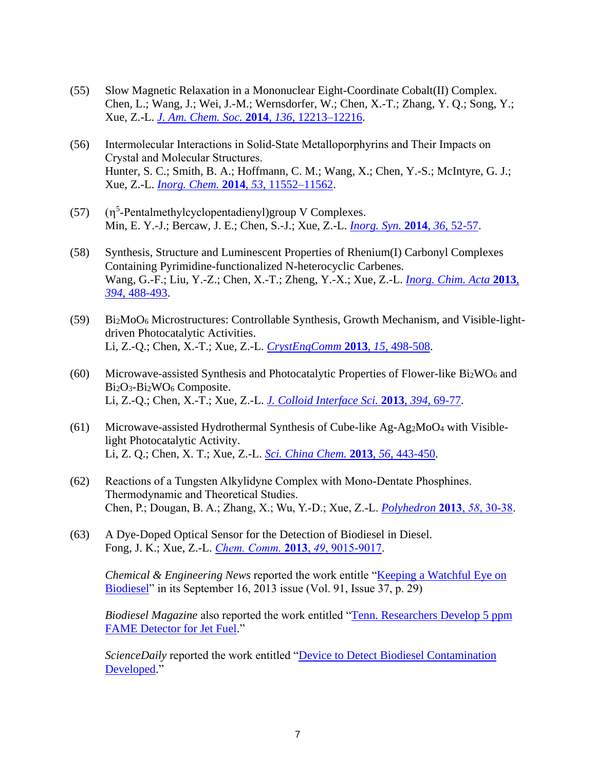(55) Slow Magnetic Relaxation in a Mononuclear Eight-Coordinate Cobalt(II) Complex.
Chen, L.; Wang, J.; Wei, J.-M.; Wernsdorfer, W.; Chen, X.-T.; Zhang, Y. Q.; Song, Y.; Xue, Z.-L. *J. Am. Chem. Soc.* **2014**, *136*, 12213–12216.

(56) Intermolecular Interactions in Solid-State Metalloporphyrins and Their Impacts on Crystal and Molecular Structures.
Hunter, S. C.; Smith, B. A.; Hoffmann, C. M.; Wang, X.; Chen, Y.-S.; McIntyre, G. J.; Xue, Z.-L. *Inorg. Chem.* **2014**, *53*, 11552–11562.

(57) ($\eta^5$-Pentalmethylcyclopentadienyl)group V Complexes.
Min, E. Y.-J.; Bercaw, J. E.; Chen, S.-J.; Xue, Z.-L. *Inorg. Syn.* **2014**, *36*, 52-57.

(58) Synthesis, Structure and Luminescent Properties of Rhenium(I) Carbonyl Complexes Containing Pyrimidine-functionalized N-heterocyclic Carbenes.
Wang, G.-F.; Liu, Y.-Z.; Chen, X.-T.; Zheng, Y.-X.; Xue, Z.-L. *Inorg. Chim. Acta* **2013**, *394*, 488-493.

(59) $Bi_2MoO_6$ Microstructures: Controllable Synthesis, Growth Mechanism, and Visible-light-driven Photocatalytic Activities.
Li, Z.-Q.; Chen, X.-T.; Xue, Z.-L. *CrystEngComm* **2013**, *15*, 498-508.

(60) Microwave-assisted Synthesis and Photocatalytic Properties of Flower-like $Bi_2WO_6$ and $Bi_2O_3$-$Bi_2WO_6$ Composite.
Li, Z.-Q.; Chen, X.-T.; Xue, Z.-L. *J. Colloid Interface Sci.* **2013**, *394*, 69-77.

(61) Microwave-assisted Hydrothermal Synthesis of Cube-like Ag-$Ag_2MoO_4$ with Visible-light Photocatalytic Activity.
Li, Z. Q.; Chen, X. T.; Xue, Z.-L. *Sci. China Chem.* **2013**, *56*, 443-450.

(62) Reactions of a Tungsten Alkylidyne Complex with Mono-Dentate Phosphines. Thermodynamic and Theoretical Studies.
Chen, P.; Dougan, B. A.; Zhang, X.; Wu, Y.-D.; Xue, Z.-L. *Polyhedron* **2013**, *58*, 30-38.

(63) A Dye-Doped Optical Sensor for the Detection of Biodiesel in Diesel.
Fong, J. K.; Xue, Z.-L. *Chem. Comm.* **2013**, *49*, 9015-9017.

*Chemical & Engineering News* reported the work entitle "Keeping a Watchful Eye on Biodiesel" in its September 16, 2013 issue (Vol. 91, Issue 37, p. 29)

*Biodiesel Magazine* also reported the work entitled "Tenn. Researchers Develop 5 ppm FAME Detector for Jet Fuel."

*ScienceDaily* reported the work entitled "Device to Detect Biodiesel Contamination Developed."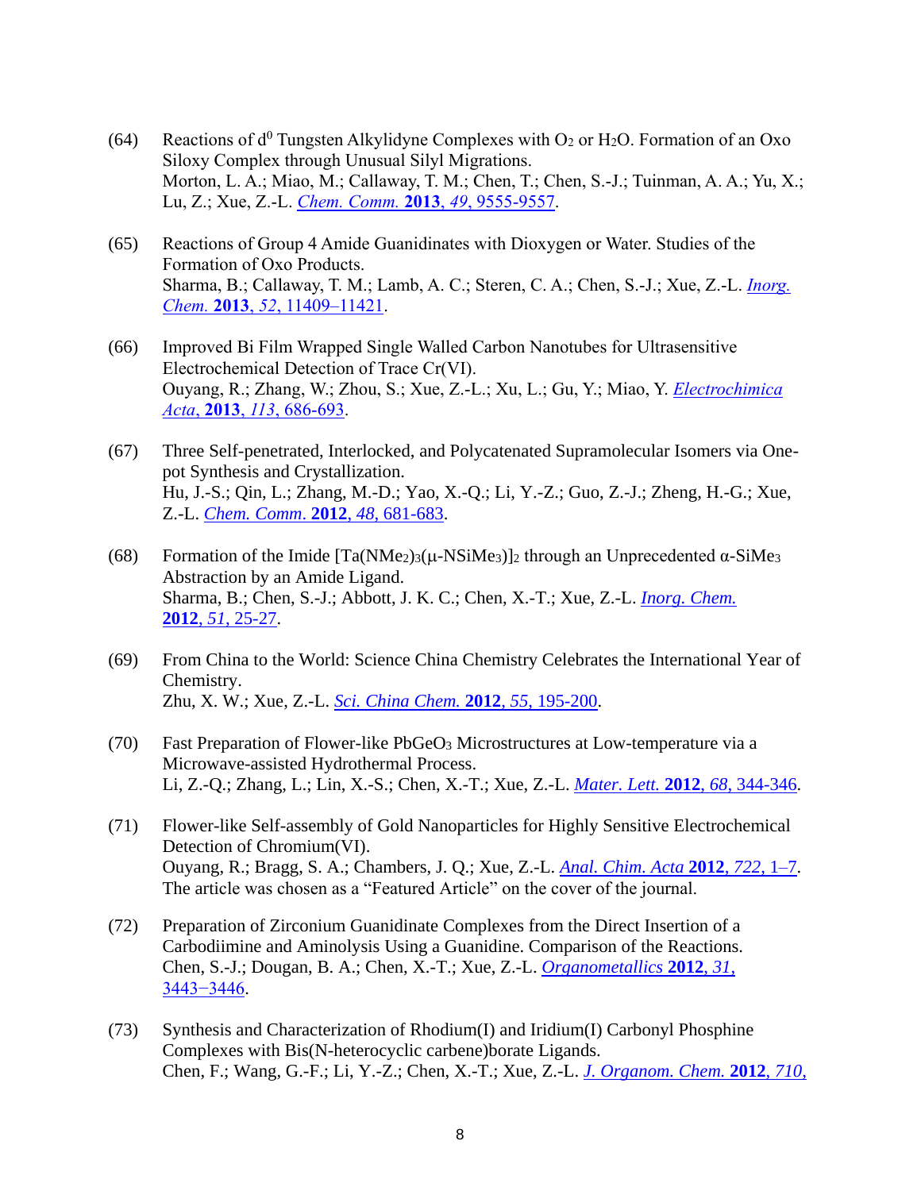(64) Reactions of $d^0$ Tungsten Alkylidyne Complexes with $O_2$ or $H_2O$. Formation of an Oxo Siloxy Complex through Unusual Silyl Migrations.
Morton, L. A.; Miao, M.; Callaway, T. M.; Chen, T.; Chen, S.-J.; Tuinman, A. A.; Yu, X.; Lu, Z.; Xue, Z.-L. *Chem. Comm.* **2013**, *49*, 9555-9557.

(65) Reactions of Group 4 Amide Guanidinates with Dioxygen or Water. Studies of the Formation of Oxo Products.
Sharma, B.; Callaway, T. M.; Lamb, A. C.; Steren, C. A.; Chen, S.-J.; Xue, Z.-L. *Inorg. Chem.* **2013**, *52*, 11409–11421.

(66) Improved Bi Film Wrapped Single Walled Carbon Nanotubes for Ultrasensitive Electrochemical Detection of Trace Cr(VI).
Ouyang, R.; Zhang, W.; Zhou, S.; Xue, Z.-L.; Xu, L.; Gu, Y.; Miao, Y. *Electrochimica Acta*, **2013**, *113*, 686-693.

(67) Three Self-penetrated, Interlocked, and Polycatenated Supramolecular Isomers via One-pot Synthesis and Crystallization.
Hu, J.-S.; Qin, L.; Zhang, M.-D.; Yao, X.-Q.; Li, Y.-Z.; Guo, Z.-J.; Zheng, H.-G.; Xue, Z.-L. *Chem. Comm.* **2012**, *48*, 681-683.

(68) Formation of the Imide $[Ta(NMe_2)_3(\mu\text{-}NSiMe_3)]_2$ through an Unprecedented $\alpha$-$SiMe_3$ Abstraction by an Amide Ligand.
Sharma, B.; Chen, S.-J.; Abbott, J. K. C.; Chen, X.-T.; Xue, Z.-L. *Inorg. Chem.* **2012**, *51*, 25-27.

(69) From China to the World: Science China Chemistry Celebrates the International Year of Chemistry.
Zhu, X. W.; Xue, Z.-L. *Sci. China Chem.* **2012**, *55*, 195-200.

(70) Fast Preparation of Flower-like $PbGeO_3$ Microstructures at Low-temperature via a Microwave-assisted Hydrothermal Process.
Li, Z.-Q.; Zhang, L.; Lin, X.-S.; Chen, X.-T.; Xue, Z.-L. *Mater. Lett.* **2012**, *68*, 344-346.

(71) Flower-like Self-assembly of Gold Nanoparticles for Highly Sensitive Electrochemical Detection of Chromium(VI).
Ouyang, R.; Bragg, S. A.; Chambers, J. Q.; Xue, Z.-L. *Anal. Chim. Acta* **2012**, *722*, 1–7.
The article was chosen as a "Featured Article" on the cover of the journal.

(72) Preparation of Zirconium Guanidinate Complexes from the Direct Insertion of a Carbodiimide and Aminolysis Using a Guanidine. Comparison of the Reactions.
Chen, S.-J.; Dougan, B. A.; Chen, X.-T.; Xue, Z.-L. *Organometallics* **2012**, *31*, 3443−3446.

(73) Synthesis and Characterization of Rhodium(I) and Iridium(I) Carbonyl Phosphine Complexes with Bis(N-heterocyclic carbene)borate Ligands.
Chen, F.; Wang, G.-F.; Li, Y.-Z.; Chen, X.-T.; Xue, Z.-L. *J. Organom. Chem.* **2012**, *710*,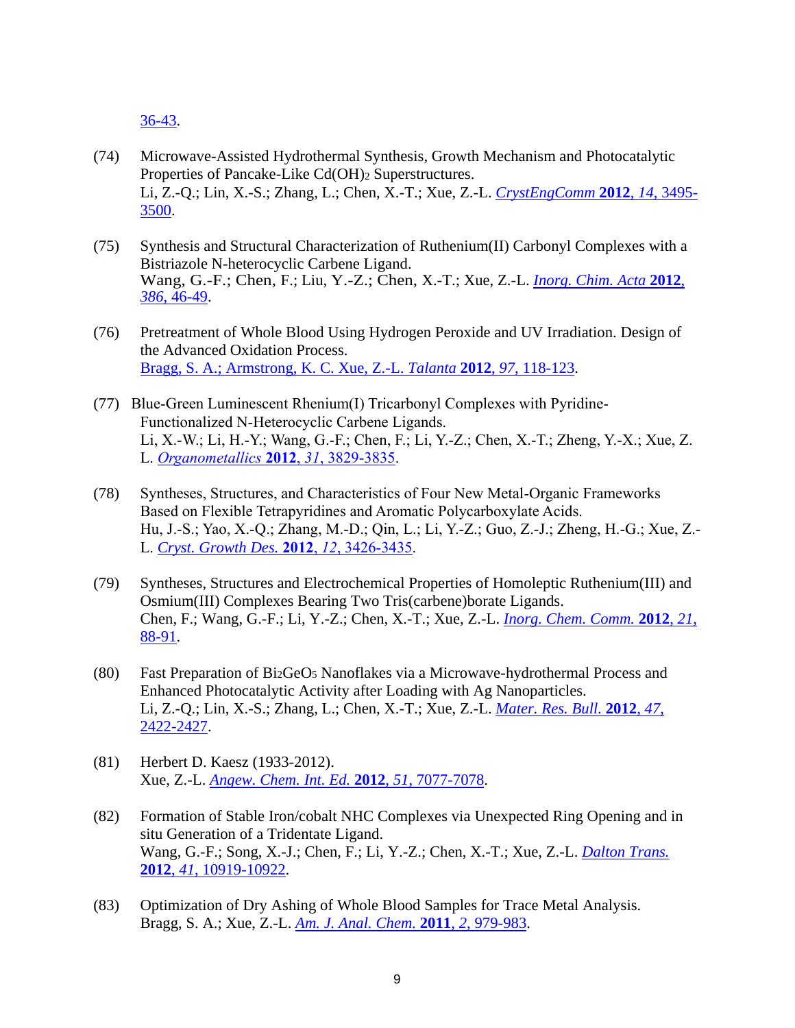36-43.

(74) Microwave-Assisted Hydrothermal Synthesis, Growth Mechanism and Photocatalytic Properties of Pancake-Like $Cd(OH)_2$ Superstructures.
Li, Z.-Q.; Lin, X.-S.; Zhang, L.; Chen, X.-T.; Xue, Z.-L. *CrystEngComm* **2012**, *14*, 3495-3500.

(75) Synthesis and Structural Characterization of Ruthenium(II) Carbonyl Complexes with a Bistriazole N-heterocyclic Carbene Ligand.
Wang, G.-F.; Chen, F.; Liu, Y.-Z.; Chen, X.-T.; Xue, Z.-L. *Inorg. Chim. Acta* **2012**, *386*, 46-49.

(76) Pretreatment of Whole Blood Using Hydrogen Peroxide and UV Irradiation. Design of the Advanced Oxidation Process.
Bragg, S. A.; Armstrong, K. C. Xue, Z.-L. *Talanta* **2012**, *97*, 118-123.

(77) Blue-Green Luminescent Rhenium(I) Tricarbonyl Complexes with Pyridine-Functionalized N-Heterocyclic Carbene Ligands.
Li, X.-W.; Li, H.-Y.; Wang, G.-F.; Chen, F.; Li, Y.-Z.; Chen, X.-T.; Zheng, Y.-X.; Xue, Z. L. *Organometallics* **2012**, *31*, 3829-3835.

(78) Syntheses, Structures, and Characteristics of Four New Metal-Organic Frameworks Based on Flexible Tetrapyridines and Aromatic Polycarboxylate Acids.
Hu, J.-S.; Yao, X.-Q.; Zhang, M.-D.; Qin, L.; Li, Y.-Z.; Guo, Z.-J.; Zheng, H.-G.; Xue, Z.-L. *Cryst. Growth Des.* **2012**, *12*, 3426-3435.

(79) Syntheses, Structures and Electrochemical Properties of Homoleptic Ruthenium(III) and Osmium(III) Complexes Bearing Two Tris(carbene)borate Ligands.
Chen, F.; Wang, G.-F.; Li, Y.-Z.; Chen, X.-T.; Xue, Z.-L. *Inorg. Chem. Comm.* **2012**, *21*, 88-91.

(80) Fast Preparation of $Bi_2GeO_5$ Nanoflakes via a Microwave-hydrothermal Process and Enhanced Photocatalytic Activity after Loading with Ag Nanoparticles.
Li, Z.-Q.; Lin, X.-S.; Zhang, L.; Chen, X.-T.; Xue, Z.-L. *Mater. Res. Bull.* **2012**, *47*, 2422-2427.

(81) Herbert D. Kaesz (1933-2012).
Xue, Z.-L. *Angew. Chem. Int. Ed.* **2012**, *51*, 7077-7078.

(82) Formation of Stable Iron/cobalt NHC Complexes via Unexpected Ring Opening and in situ Generation of a Tridentate Ligand.
Wang, G.-F.; Song, X.-J.; Chen, F.; Li, Y.-Z.; Chen, X.-T.; Xue, Z.-L. *Dalton Trans.* **2012**, *41*, 10919-10922.

(83) Optimization of Dry Ashing of Whole Blood Samples for Trace Metal Analysis.
Bragg, S. A.; Xue, Z.-L. *Am. J. Anal. Chem.* **2011**, *2*, 979-983.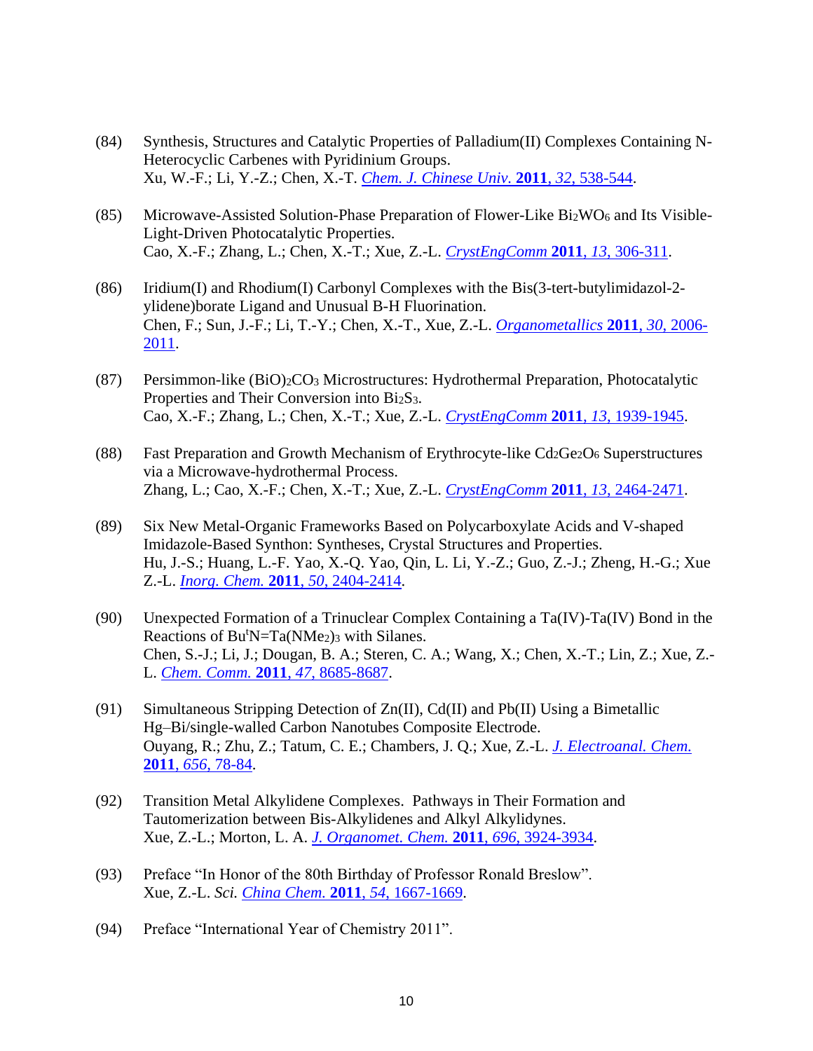(84) Synthesis, Structures and Catalytic Properties of Palladium(II) Complexes Containing N-Heterocyclic Carbenes with Pyridinium Groups.
Xu, W.-F.; Li, Y.-Z.; Chen, X.-T. *Chem. J. Chinese Univ.* **2011**, *32*, 538-544.

(85) Microwave-Assisted Solution-Phase Preparation of Flower-Like $Bi_2WO_6$ and Its Visible-Light-Driven Photocatalytic Properties.
Cao, X.-F.; Zhang, L.; Chen, X.-T.; Xue, Z.-L. *CrystEngComm* **2011**, *13*, 306-311.

(86) Iridium(I) and Rhodium(I) Carbonyl Complexes with the Bis(3-tert-butylimidazol-2-ylidene)borate Ligand and Unusual B-H Fluorination.
Chen, F.; Sun, J.-F.; Li, T.-Y.; Chen, X.-T., Xue, Z.-L. *Organometallics* **2011**, *30*, 2006-2011.

(87) Persimmon-like $(BiO)_2CO_3$ Microstructures: Hydrothermal Preparation, Photocatalytic Properties and Their Conversion into $Bi_2S_3$.
Cao, X.-F.; Zhang, L.; Chen, X.-T.; Xue, Z.-L. *CrystEngComm* **2011**, *13*, 1939-1945.

(88) Fast Preparation and Growth Mechanism of Erythrocyte-like $Cd_2Ge_2O_6$ Superstructures via a Microwave-hydrothermal Process.
Zhang, L.; Cao, X.-F.; Chen, X.-T.; Xue, Z.-L. *CrystEngComm* **2011**, *13*, 2464-2471.

(89) Six New Metal-Organic Frameworks Based on Polycarboxylate Acids and V-shaped Imidazole-Based Synthon: Syntheses, Crystal Structures and Properties.
Hu, J.-S.; Huang, L.-F. Yao, X.-Q. Yao, Qin, L. Li, Y.-Z.; Guo, Z.-J.; Zheng, H.-G.; Xue Z.-L. *Inorg. Chem.* **2011**, *50*, 2404-2414.

(90) Unexpected Formation of a Trinuclear Complex Containing a Ta(IV)-Ta(IV) Bond in the Reactions of $Bu^tN{=}Ta(NMe_2)_3$ with Silanes.
Chen, S.-J.; Li, J.; Dougan, B. A.; Steren, C. A.; Wang, X.; Chen, X.-T.; Lin, Z.; Xue, Z.-L. *Chem. Comm.* **2011**, *47*, 8685-8687.

(91) Simultaneous Stripping Detection of Zn(II), Cd(II) and Pb(II) Using a Bimetallic Hg–Bi/single-walled Carbon Nanotubes Composite Electrode.
Ouyang, R.; Zhu, Z.; Tatum, C. E.; Chambers, J. Q.; Xue, Z.-L. *J. Electroanal. Chem.* **2011**, *656*, 78-84.

(92) Transition Metal Alkylidene Complexes. Pathways in Their Formation and Tautomerization between Bis-Alkylidenes and Alkyl Alkylidynes.
Xue, Z.-L.; Morton, L. A. *J. Organomet. Chem.* **2011**, *696*, 3924-3934.

(93) Preface "In Honor of the 80th Birthday of Professor Ronald Breslow".
Xue, Z.-L. *Sci. China Chem.* **2011**, *54*, 1667-1669.

(94) Preface "International Year of Chemistry 2011".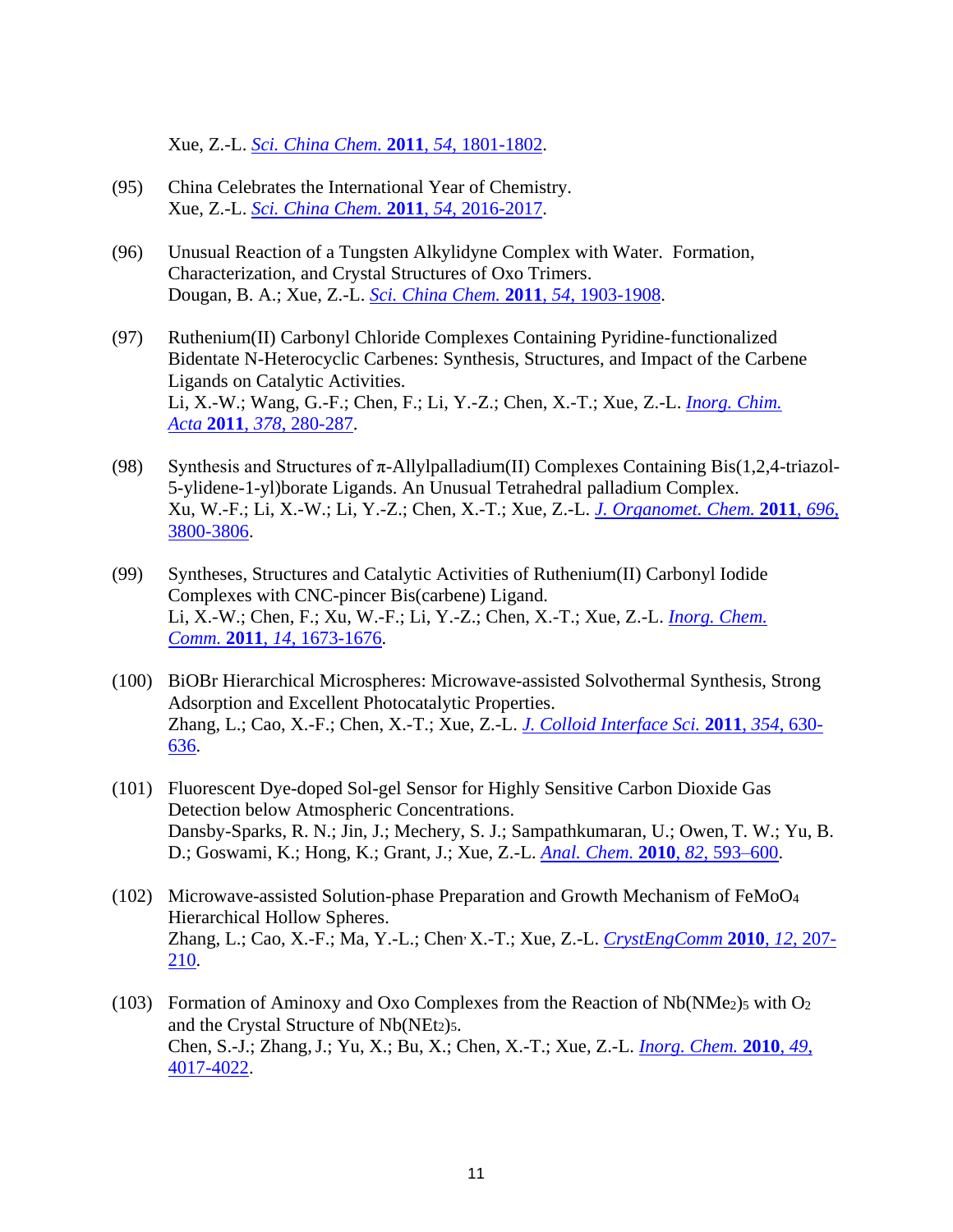Xue, Z.-L. *Sci. China Chem.* **2011**, *54*, 1801-1802.

(95) China Celebrates the International Year of Chemistry.
Xue, Z.-L. *Sci. China Chem.* **2011**, *54*, 2016-2017.

(96) Unusual Reaction of a Tungsten Alkylidyne Complex with Water. Formation, Characterization, and Crystal Structures of Oxo Trimers.
Dougan, B. A.; Xue, Z.-L. *Sci. China Chem.* **2011**, *54*, 1903-1908.

(97) Ruthenium(II) Carbonyl Chloride Complexes Containing Pyridine-functionalized Bidentate N-Heterocyclic Carbenes: Synthesis, Structures, and Impact of the Carbene Ligands on Catalytic Activities.
Li, X.-W.; Wang, G.-F.; Chen, F.; Li, Y.-Z.; Chen, X.-T.; Xue, Z.-L. *Inorg. Chim. Acta* **2011**, *378*, 280-287.

(98) Synthesis and Structures of π-Allylpalladium(II) Complexes Containing Bis(1,2,4-triazol-5-ylidene-1-yl)borate Ligands. An Unusual Tetrahedral palladium Complex.
Xu, W.-F.; Li, X.-W.; Li, Y.-Z.; Chen, X.-T.; Xue, Z.-L. *J. Organomet. Chem.* **2011**, *696*, 3800-3806.

(99) Syntheses, Structures and Catalytic Activities of Ruthenium(II) Carbonyl Iodide Complexes with CNC-pincer Bis(carbene) Ligand.
Li, X.-W.; Chen, F.; Xu, W.-F.; Li, Y.-Z.; Chen, X.-T.; Xue, Z.-L. *Inorg. Chem. Comm.* **2011**, *14*, 1673-1676.

(100) BiOBr Hierarchical Microspheres: Microwave-assisted Solvothermal Synthesis, Strong Adsorption and Excellent Photocatalytic Properties.
Zhang, L.; Cao, X.-F.; Chen, X.-T.; Xue, Z.-L. *J. Colloid Interface Sci.* **2011**, *354*, 630-636.

(101) Fluorescent Dye-doped Sol-gel Sensor for Highly Sensitive Carbon Dioxide Gas Detection below Atmospheric Concentrations.
Dansby-Sparks, R. N.; Jin, J.; Mechery, S. J.; Sampathkumaran, U.; Owen, T. W.; Yu, B. D.; Goswami, K.; Hong, K.; Grant, J.; Xue, Z.-L. *Anal. Chem.* **2010**, *82*, 593–600.

(102) Microwave-assisted Solution-phase Preparation and Growth Mechanism of $FeMoO_4$ Hierarchical Hollow Spheres.
Zhang, L.; Cao, X.-F.; Ma, Y.-L.; Chen, X.-T.; Xue, Z.-L. *CrystEngComm* **2010**, *12*, 207-210.

(103) Formation of Aminoxy and Oxo Complexes from the Reaction of $Nb(NMe_2)_5$ with $O_2$ and the Crystal Structure of $Nb(NEt_2)_5$.
Chen, S.-J.; Zhang, J.; Yu, X.; Bu, X.; Chen, X.-T.; Xue, Z.-L. *Inorg. Chem.* **2010**, *49*, 4017-4022.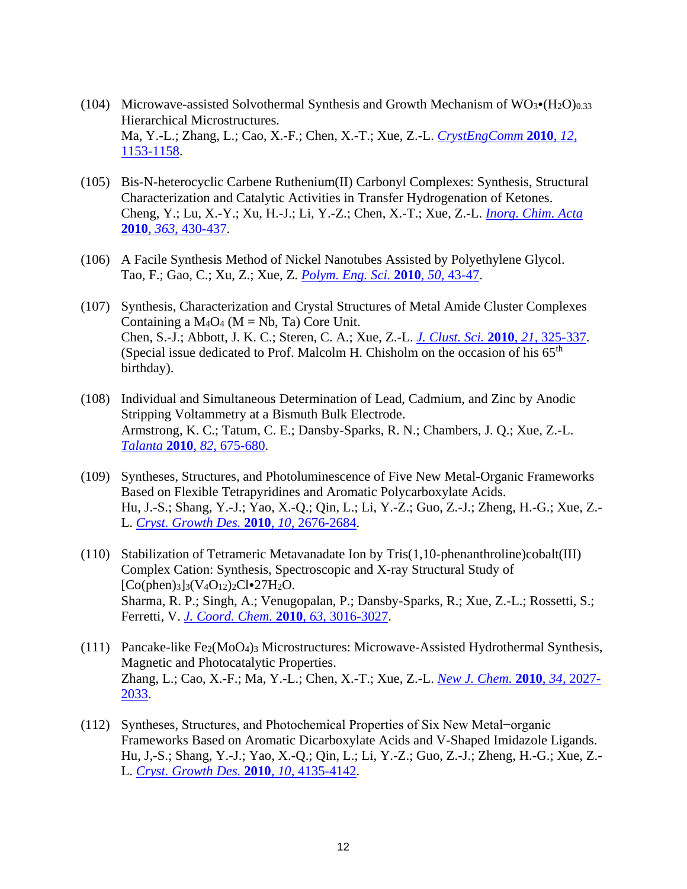(104) Microwave-assisted Solvothermal Synthesis and Growth Mechanism of $WO_3$•$(H_2O)_{0.33}$ Hierarchical Microstructures.
Ma, Y.-L.; Zhang, L.; Cao, X.-F.; Chen, X.-T.; Xue, Z.-L. *CrystEngComm* **2010**, *12*, 1153-1158.

(105) Bis-N-heterocyclic Carbene Ruthenium(II) Carbonyl Complexes: Synthesis, Structural Characterization and Catalytic Activities in Transfer Hydrogenation of Ketones.
Cheng, Y.; Lu, X.-Y.; Xu, H.-J.; Li, Y.-Z.; Chen, X.-T.; Xue, Z.-L. *Inorg. Chim. Acta* **2010**, *363*, 430-437.

(106) A Facile Synthesis Method of Nickel Nanotubes Assisted by Polyethylene Glycol.
Tao, F.; Gao, C.; Xu, Z.; Xue, Z. *Polym. Eng. Sci.* **2010**, *50*, 43-47.

(107) Synthesis, Characterization and Crystal Structures of Metal Amide Cluster Complexes Containing a $M_4O_4$ (M = Nb, Ta) Core Unit.
Chen, S.-J.; Abbott, J. K. C.; Steren, C. A.; Xue, Z.-L. *J. Clust. Sci.* **2010**, *21*, 325-337. (Special issue dedicated to Prof. Malcolm H. Chisholm on the occasion of his $65^{th}$ birthday).

(108) Individual and Simultaneous Determination of Lead, Cadmium, and Zinc by Anodic Stripping Voltammetry at a Bismuth Bulk Electrode.
Armstrong, K. C.; Tatum, C. E.; Dansby-Sparks, R. N.; Chambers, J. Q.; Xue, Z.-L. *Talanta* **2010**, *82*, 675-680.

(109) Syntheses, Structures, and Photoluminescence of Five New Metal-Organic Frameworks Based on Flexible Tetrapyridines and Aromatic Polycarboxylate Acids.
Hu, J.-S.; Shang, Y.-J.; Yao, X.-Q.; Qin, L.; Li, Y.-Z.; Guo, Z.-J.; Zheng, H.-G.; Xue, Z.-L. *Cryst. Growth Des.* **2010**, *10*, 2676-2684.

(110) Stabilization of Tetrameric Metavanadate Ion by Tris(1,10-phenanthroline)cobalt(III) Complex Cation: Synthesis, Spectroscopic and X-ray Structural Study of $[Co(phen)_3]_3(V_4O_{12})_2Cl$•$27H_2O$.
Sharma, R. P.; Singh, A.; Venugopalan, P.; Dansby-Sparks, R.; Xue, Z.-L.; Rossetti, S.; Ferretti, V. *J. Coord. Chem.* **2010**, *63*, 3016-3027.

(111) Pancake-like $Fe_2(MoO_4)_3$ Microstructures: Microwave-Assisted Hydrothermal Synthesis, Magnetic and Photocatalytic Properties.
Zhang, L.; Cao, X.-F.; Ma, Y.-L.; Chen, X.-T.; Xue, Z.-L. *New J. Chem.* **2010**, *34*, 2027-2033.

(112) Syntheses, Structures, and Photochemical Properties of Six New Metal−organic Frameworks Based on Aromatic Dicarboxylate Acids and V-Shaped Imidazole Ligands.
Hu, J,-S.; Shang, Y.-J.; Yao, X.-Q.; Qin, L.; Li, Y.-Z.; Guo, Z.-J.; Zheng, H.-G.; Xue, Z.-L. *Cryst. Growth Des.* **2010**, *10*, 4135-4142.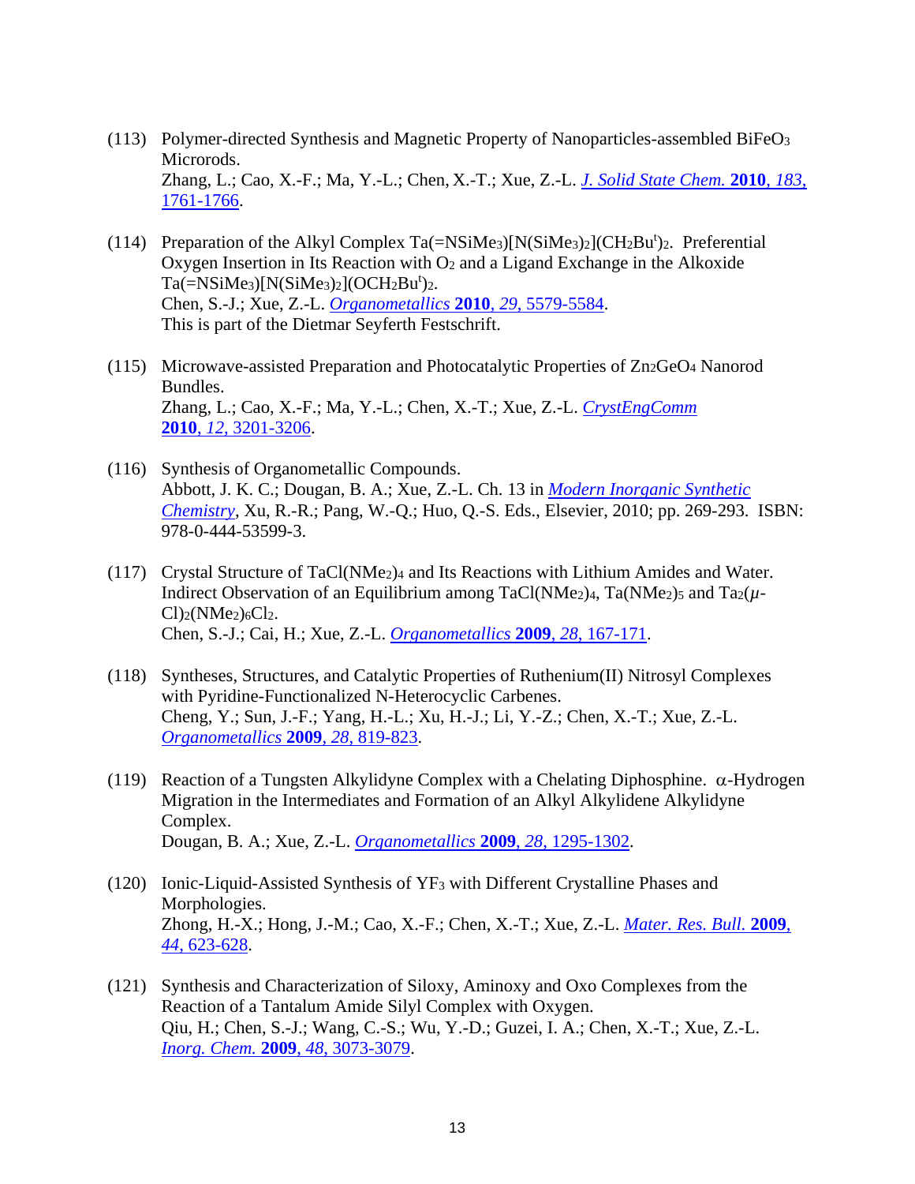(113) Polymer-directed Synthesis and Magnetic Property of Nanoparticles-assembled $BiFeO_3$ Microrods.
Zhang, L.; Cao, X.-F.; Ma, Y.-L.; Chen, X.-T.; Xue, Z.-L. *J. Solid State Chem.* **2010**, *183,* 1761-1766.

(114) Preparation of the Alkyl Complex $Ta(=NSiMe_3)[N(SiMe_3)_2](CH_2Bu^t)_2$. Preferential Oxygen Insertion in Its Reaction with $O_2$ and a Ligand Exchange in the Alkoxide $Ta(=NSiMe_3)[N(SiMe_3)_2](OCH_2Bu^t)_2$.
Chen, S.-J.; Xue, Z.-L. *Organometallics* **2010**, *29,* 5579-5584.
This is part of the Dietmar Seyferth Festschrift.

(115) Microwave-assisted Preparation and Photocatalytic Properties of $Zn_2GeO_4$ Nanorod Bundles.
Zhang, L.; Cao, X.-F.; Ma, Y.-L.; Chen, X.-T.; Xue, Z.-L. *CrystEngComm* **2010**, *12,* 3201-3206.

(116) Synthesis of Organometallic Compounds.
Abbott, J. K. C.; Dougan, B. A.; Xue, Z.-L. Ch. 13 in *Modern Inorganic Synthetic Chemistry*, Xu, R.-R.; Pang, W.-Q.; Huo, Q.-S. Eds., Elsevier, 2010; pp. 269-293. ISBN: 978-0-444-53599-3.

(117) Crystal Structure of $TaCl(NMe_2)_4$ and Its Reactions with Lithium Amides and Water. Indirect Observation of an Equilibrium among $TaCl(NMe_2)_4$, $Ta(NMe_2)_5$ and $Ta_2(\mu\text{-}Cl)_2(NMe_2)_6Cl_2$.
Chen, S.-J.; Cai, H.; Xue, Z.-L. *Organometallics* **2009**, *28,* 167-171.

(118) Syntheses, Structures, and Catalytic Properties of Ruthenium(II) Nitrosyl Complexes with Pyridine-Functionalized N-Heterocyclic Carbenes.
Cheng, Y.; Sun, J.-F.; Yang, H.-L.; Xu, H.-J.; Li, Y.-Z.; Chen, X.-T.; Xue, Z.-L. *Organometallics* **2009**, *28,* 819-823.

(119) Reaction of a Tungsten Alkylidyne Complex with a Chelating Diphosphine. $\alpha$-Hydrogen Migration in the Intermediates and Formation of an Alkyl Alkylidene Alkylidyne Complex.
Dougan, B. A.; Xue, Z.-L. *Organometallics* **2009**, *28,* 1295-1302.

(120) Ionic-Liquid-Assisted Synthesis of $YF_3$ with Different Crystalline Phases and Morphologies.
Zhong, H.-X.; Hong, J.-M.; Cao, X.-F.; Chen, X.-T.; Xue, Z.-L. *Mater. Res. Bull.* **2009**, *44,* 623-628.

(121) Synthesis and Characterization of Siloxy, Aminoxy and Oxo Complexes from the Reaction of a Tantalum Amide Silyl Complex with Oxygen.
Qiu, H.; Chen, S.-J.; Wang, C.-S.; Wu, Y.-D.; Guzei, I. A.; Chen, X.-T.; Xue, Z.-L. *Inorg. Chem.* **2009**, *48,* 3073-3079.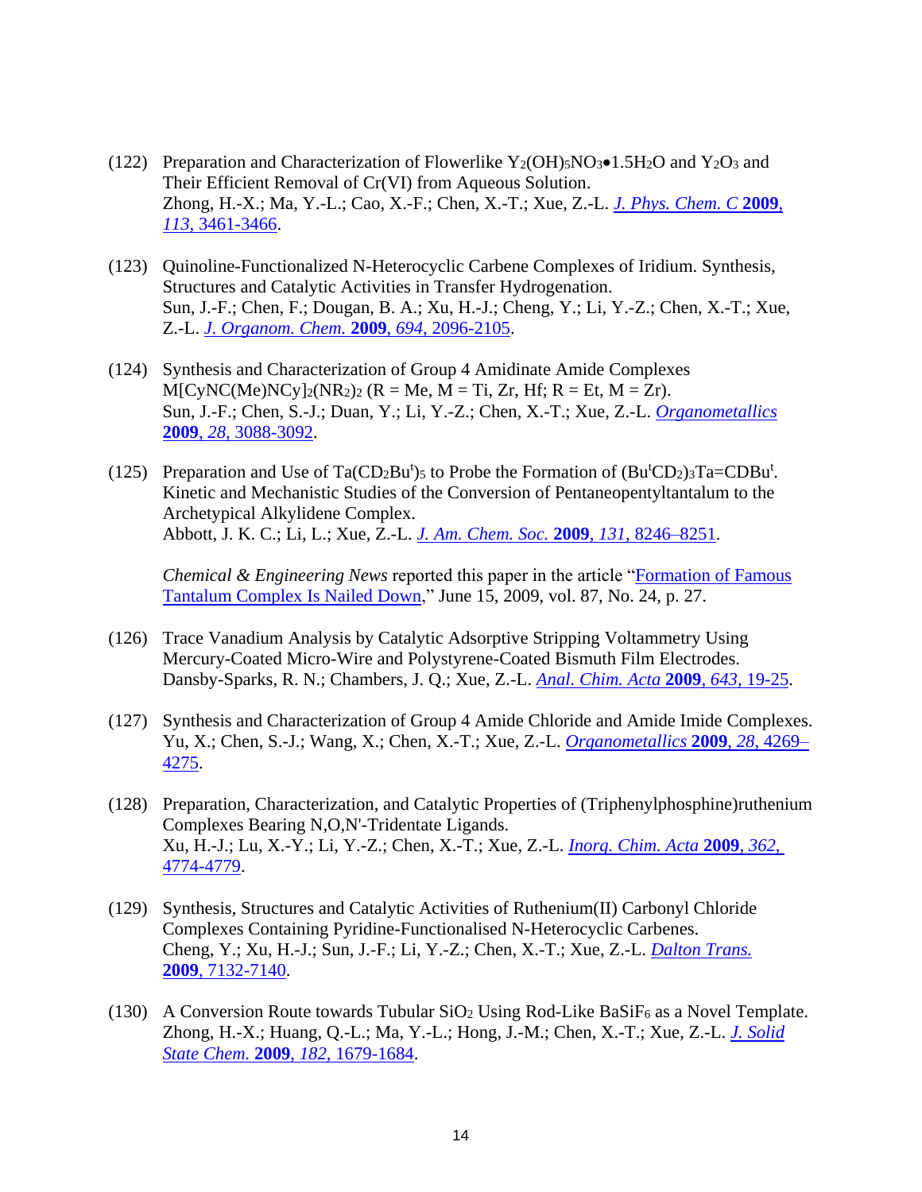(122) Preparation and Characterization of Flowerlike $Y_2(OH)_5NO_3{\bullet}1.5H_2O$ and $Y_2O_3$ and Their Efficient Removal of Cr(VI) from Aqueous Solution.
Zhong, H.-X.; Ma, Y.-L.; Cao, X.-F.; Chen, X.-T.; Xue, Z.-L. *J. Phys. Chem. C* **2009**, *113*, 3461-3466.

(123) Quinoline-Functionalized N-Heterocyclic Carbene Complexes of Iridium. Synthesis, Structures and Catalytic Activities in Transfer Hydrogenation.
Sun, J.-F.; Chen, F.; Dougan, B. A.; Xu, H.-J.; Cheng, Y.; Li, Y.-Z.; Chen, X.-T.; Xue, Z.-L. *J. Organom. Chem.* **2009**, *694*, 2096-2105.

(124) Synthesis and Characterization of Group 4 Amidinate Amide Complexes $M[CyNC(Me)NCy]_2(NR_2)_2$ (R = Me, M = Ti, Zr, Hf; R = Et, M = Zr).
Sun, J.-F.; Chen, S.-J.; Duan, Y.; Li, Y.-Z.; Chen, X.-T.; Xue, Z.-L. *Organometallics* **2009**, *28*, 3088-3092.

(125) Preparation and Use of $Ta(CD_2Bu^t)_5$ to Probe the Formation of $(Bu^tCD_2)_3Ta{=}CDBu^t$. Kinetic and Mechanistic Studies of the Conversion of Pentaneopentyltantalum to the Archetypical Alkylidene Complex.
Abbott, J. K. C.; Li, L.; Xue, Z.-L. *J. Am. Chem. Soc.* **2009**, *131*, 8246–8251.

*Chemical & Engineering News* reported this paper in the article "Formation of Famous Tantalum Complex Is Nailed Down," June 15, 2009, vol. 87, No. 24, p. 27.

(126) Trace Vanadium Analysis by Catalytic Adsorptive Stripping Voltammetry Using Mercury-Coated Micro-Wire and Polystyrene-Coated Bismuth Film Electrodes.
Dansby-Sparks, R. N.; Chambers, J. Q.; Xue, Z.-L. *Anal. Chim. Acta* **2009**, *643*, 19-25.

(127) Synthesis and Characterization of Group 4 Amide Chloride and Amide Imide Complexes.
Yu, X.; Chen, S.-J.; Wang, X.; Chen, X.-T.; Xue, Z.-L. *Organometallics* **2009**, *28*, 4269–4275.

(128) Preparation, Characterization, and Catalytic Properties of (Triphenylphosphine)ruthenium Complexes Bearing N,O,N'-Tridentate Ligands.
Xu, H.-J.; Lu, X.-Y.; Li, Y.-Z.; Chen, X.-T.; Xue, Z.-L. *Inorg. Chim. Acta* **2009**, *362*, 4774-4779.

(129) Synthesis, Structures and Catalytic Activities of Ruthenium(II) Carbonyl Chloride Complexes Containing Pyridine-Functionalised N-Heterocyclic Carbenes.
Cheng, Y.; Xu, H.-J.; Sun, J.-F.; Li, Y.-Z.; Chen, X.-T.; Xue, Z.-L. *Dalton Trans.* **2009**, 7132-7140.

(130) A Conversion Route towards Tubular $SiO_2$ Using Rod-Like $BaSiF_6$ as a Novel Template.
Zhong, H.-X.; Huang, Q.-L.; Ma, Y.-L.; Hong, J.-M.; Chen, X.-T.; Xue, Z.-L. *J. Solid State Chem.* **2009**, *182*, 1679-1684.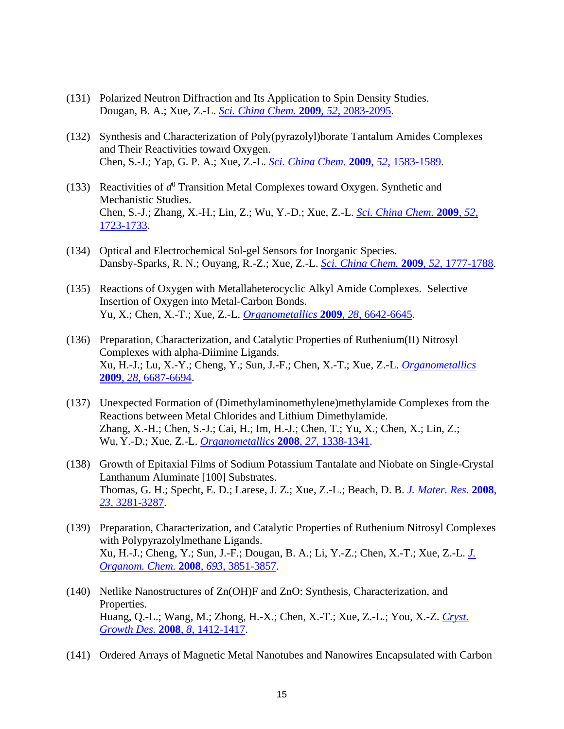(131) Polarized Neutron Diffraction and Its Application to Spin Density Studies.
Dougan, B. A.; Xue, Z.-L. *Sci. China Chem.* **2009**, *52*, 2083-2095.

(132) Synthesis and Characterization of Poly(pyrazolyl)borate Tantalum Amides Complexes and Their Reactivities toward Oxygen.
Chen, S.-J.; Yap, G. P. A.; Xue, Z.-L. *Sci. China Chem.* **2009**, *52*, 1583-1589.

(133) Reactivities of $d^0$ Transition Metal Complexes toward Oxygen. Synthetic and Mechanistic Studies.
Chen, S.-J.; Zhang, X.-H.; Lin, Z.; Wu, Y.-D.; Xue, Z.-L. *Sci. China Chem.* **2009**, *52*, 1723-1733.

(134) Optical and Electrochemical Sol-gel Sensors for Inorganic Species.
Dansby-Sparks, R. N.; Ouyang, R.-Z.; Xue, Z.-L. *Sci. China Chem.* **2009**, *52*, 1777-1788.

(135) Reactions of Oxygen with Metallaheterocyclic Alkyl Amide Complexes. Selective Insertion of Oxygen into Metal-Carbon Bonds.
Yu, X.; Chen, X.-T.; Xue, Z.-L. *Organometallics* **2009**, *28*, 6642-6645.

(136) Preparation, Characterization, and Catalytic Properties of Ruthenium(II) Nitrosyl Complexes with alpha-Diimine Ligands.
Xu, H.-J.; Lu, X.-Y.; Cheng, Y.; Sun, J.-F.; Chen, X.-T.; Xue, Z.-L. *Organometallics* **2009**, *28*, 6687-6694.

(137) Unexpected Formation of (Dimethylaminomethylene)methylamide Complexes from the Reactions between Metal Chlorides and Lithium Dimethylamide.
Zhang, X.-H.; Chen, S.-J.; Cai, H.; Im, H.-J.; Chen, T.; Yu, X.; Chen, X.; Lin, Z.; Wu, Y.-D.; Xue, Z.-L. *Organometallics* **2008**, *27*, 1338-1341.

(138) Growth of Epitaxial Films of Sodium Potassium Tantalate and Niobate on Single-Crystal Lanthanum Aluminate [100] Substrates.
Thomas, G. H.; Specht, E. D.; Larese, J. Z.; Xue, Z.-L.; Beach, D. B. *J. Mater. Res.* **2008**, *23*, 3281-3287.

(139) Preparation, Characterization, and Catalytic Properties of Ruthenium Nitrosyl Complexes with Polypyrazolylmethane Ligands.
Xu, H.-J.; Cheng, Y.; Sun, J.-F.; Dougan, B. A.; Li, Y.-Z.; Chen, X.-T.; Xue, Z.-L. *J. Organom. Chem.* **2008**, *693*, 3851-3857.

(140) Netlike Nanostructures of Zn(OH)F and ZnO: Synthesis, Characterization, and Properties.
Huang, Q.-L.; Wang, M.; Zhong, H.-X.; Chen, X.-T.; Xue, Z.-L.; You, X.-Z. *Cryst. Growth Des.* **2008**, *8*, 1412-1417.

(141) Ordered Arrays of Magnetic Metal Nanotubes and Nanowires Encapsulated with Carbon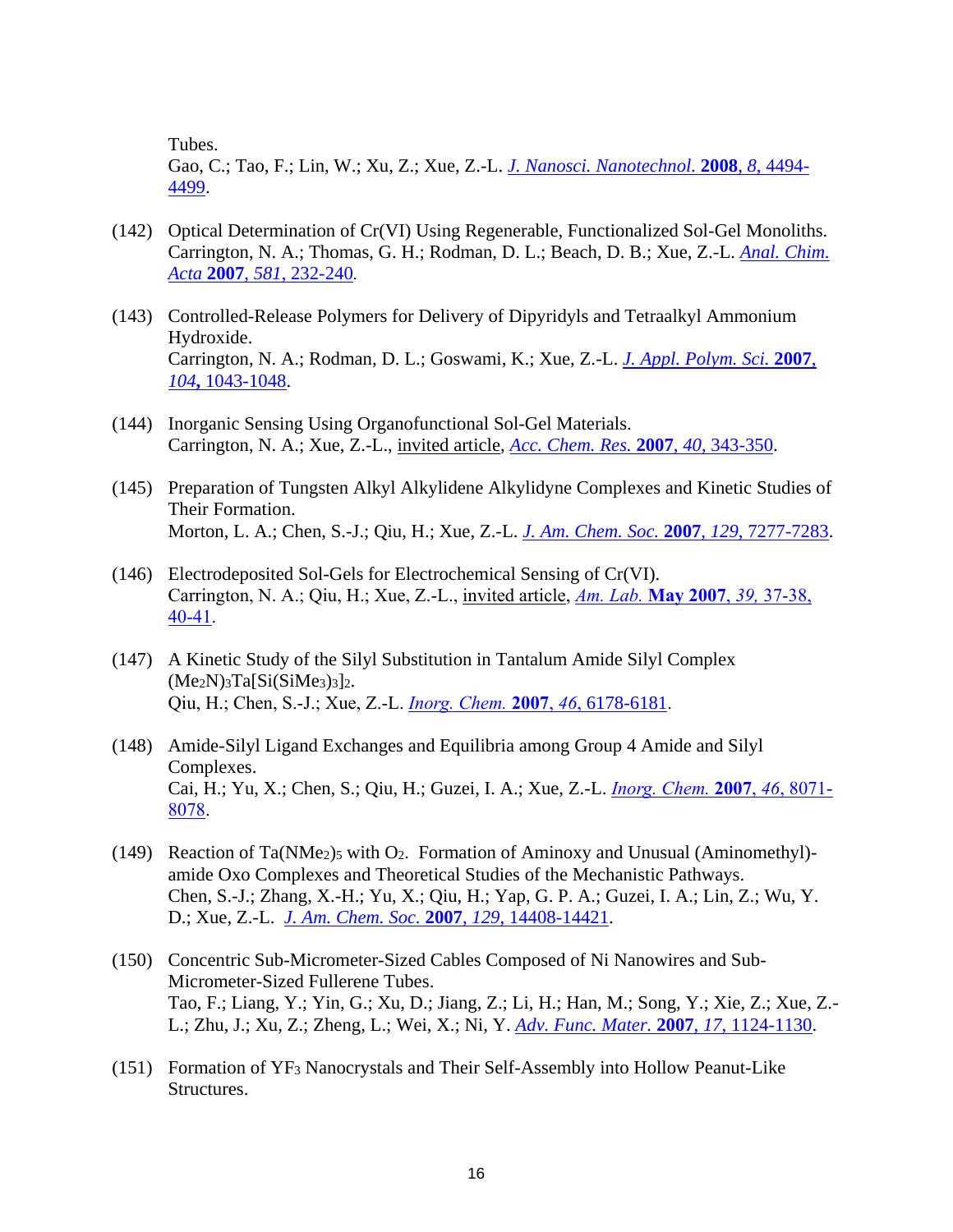Tubes.
Gao, C.; Tao, F.; Lin, W.; Xu, Z.; Xue, Z.-L. *J. Nanosci. Nanotechnol.* **2008**, *8*, 4494-4499.

(142) Optical Determination of Cr(VI) Using Regenerable, Functionalized Sol-Gel Monoliths.
Carrington, N. A.; Thomas, G. H.; Rodman, D. L.; Beach, D. B.; Xue, Z.-L. *Anal. Chim. Acta* **2007**, *581*, 232-240.

(143) Controlled-Release Polymers for Delivery of Dipyridyls and Tetraalkyl Ammonium Hydroxide.
Carrington, N. A.; Rodman, D. L.; Goswami, K.; Xue, Z.-L. *J. Appl. Polym. Sci.* **2007**, *104*, 1043-1048.

(144) Inorganic Sensing Using Organofunctional Sol-Gel Materials.
Carrington, N. A.; Xue, Z.-L., invited article, *Acc. Chem. Res.* **2007**, *40*, 343-350.

(145) Preparation of Tungsten Alkyl Alkylidene Alkylidyne Complexes and Kinetic Studies of Their Formation.
Morton, L. A.; Chen, S.-J.; Qiu, H.; Xue, Z.-L. *J. Am. Chem. Soc.* **2007**, *129*, 7277-7283.

(146) Electrodeposited Sol-Gels for Electrochemical Sensing of Cr(VI).
Carrington, N. A.; Qiu, H.; Xue, Z.-L., invited article, *Am. Lab.* **May 2007**, *39*, 37-38, 40-41.

(147) A Kinetic Study of the Silyl Substitution in Tantalum Amide Silyl Complex $(Me_2N)_3Ta[Si(SiMe_3)_3]_2$.
Qiu, H.; Chen, S.-J.; Xue, Z.-L. *Inorg. Chem.* **2007**, *46*, 6178-6181.

(148) Amide-Silyl Ligand Exchanges and Equilibria among Group 4 Amide and Silyl Complexes.
Cai, H.; Yu, X.; Chen, S.; Qiu, H.; Guzei, I. A.; Xue, Z.-L. *Inorg. Chem.* **2007**, *46*, 8071-8078.

(149) Reaction of $Ta(NMe_2)_5$ with $O_2$. Formation of Aminoxy and Unusual (Aminomethyl)-amide Oxo Complexes and Theoretical Studies of the Mechanistic Pathways.
Chen, S.-J.; Zhang, X.-H.; Yu, X.; Qiu, H.; Yap, G. P. A.; Guzei, I. A.; Lin, Z.; Wu, Y. D.; Xue, Z.-L. *J. Am. Chem. Soc.* **2007**, *129*, 14408-14421.

(150) Concentric Sub-Micrometer-Sized Cables Composed of Ni Nanowires and Sub-Micrometer-Sized Fullerene Tubes.
Tao, F.; Liang, Y.; Yin, G.; Xu, D.; Jiang, Z.; Li, H.; Han, M.; Song, Y.; Xie, Z.; Xue, Z.-L.; Zhu, J.; Xu, Z.; Zheng, L.; Wei, X.; Ni, Y. *Adv. Func. Mater.* **2007**, *17*, 1124-1130.

(151) Formation of $YF_3$ Nanocrystals and Their Self-Assembly into Hollow Peanut-Like Structures.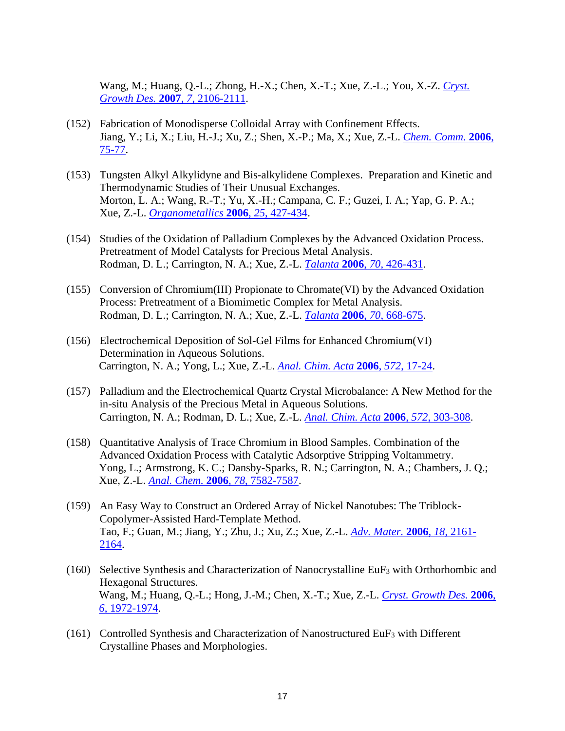Wang, M.; Huang, Q.-L.; Zhong, H.-X.; Chen, X.-T.; Xue, Z.-L.; You, X.-Z. *Cryst. Growth Des.* **2007**, *7*, 2106-2111.

(152) Fabrication of Monodisperse Colloidal Array with Confinement Effects.
Jiang, Y.; Li, X.; Liu, H.-J.; Xu, Z.; Shen, X.-P.; Ma, X.; Xue, Z.-L. *Chem. Comm.* **2006**, 75-77.

(153) Tungsten Alkyl Alkylidyne and Bis-alkylidene Complexes. Preparation and Kinetic and Thermodynamic Studies of Their Unusual Exchanges.
Morton, L. A.; Wang, R.-T.; Yu, X.-H.; Campana, C. F.; Guzei, I. A.; Yap, G. P. A.; Xue, Z.-L. *Organometallics* **2006**, *25*, 427-434.

(154) Studies of the Oxidation of Palladium Complexes by the Advanced Oxidation Process. Pretreatment of Model Catalysts for Precious Metal Analysis.
Rodman, D. L.; Carrington, N. A.; Xue, Z.-L. *Talanta* **2006**, *70*, 426-431.

(155) Conversion of Chromium(III) Propionate to Chromate(VI) by the Advanced Oxidation Process: Pretreatment of a Biomimetic Complex for Metal Analysis.
Rodman, D. L.; Carrington, N. A.; Xue, Z.-L. *Talanta* **2006**, *70*, 668-675.

(156) Electrochemical Deposition of Sol-Gel Films for Enhanced Chromium(VI) Determination in Aqueous Solutions.
Carrington, N. A.; Yong, L.; Xue, Z.-L. *Anal. Chim. Acta* **2006**, *572*, 17-24.

(157) Palladium and the Electrochemical Quartz Crystal Microbalance: A New Method for the in-situ Analysis of the Precious Metal in Aqueous Solutions.
Carrington, N. A.; Rodman, D. L.; Xue, Z.-L. *Anal. Chim. Acta* **2006**, *572*, 303-308.

(158) Quantitative Analysis of Trace Chromium in Blood Samples. Combination of the Advanced Oxidation Process with Catalytic Adsorptive Stripping Voltammetry.
Yong, L.; Armstrong, K. C.; Dansby-Sparks, R. N.; Carrington, N. A.; Chambers, J. Q.; Xue, Z.-L. *Anal. Chem.* **2006**, *78*, 7582-7587.

(159) An Easy Way to Construct an Ordered Array of Nickel Nanotubes: The Triblock-Copolymer-Assisted Hard-Template Method.
Tao, F.; Guan, M.; Jiang, Y.; Zhu, J.; Xu, Z.; Xue, Z.-L. *Adv. Mater.* **2006**, *18*, 2161-2164.

(160) Selective Synthesis and Characterization of Nanocrystalline $EuF_3$ with Orthorhombic and Hexagonal Structures.
Wang, M.; Huang, Q.-L.; Hong, J.-M.; Chen, X.-T.; Xue, Z.-L. *Cryst. Growth Des.* **2006**, *6*, 1972-1974.

(161) Controlled Synthesis and Characterization of Nanostructured $EuF_3$ with Different Crystalline Phases and Morphologies.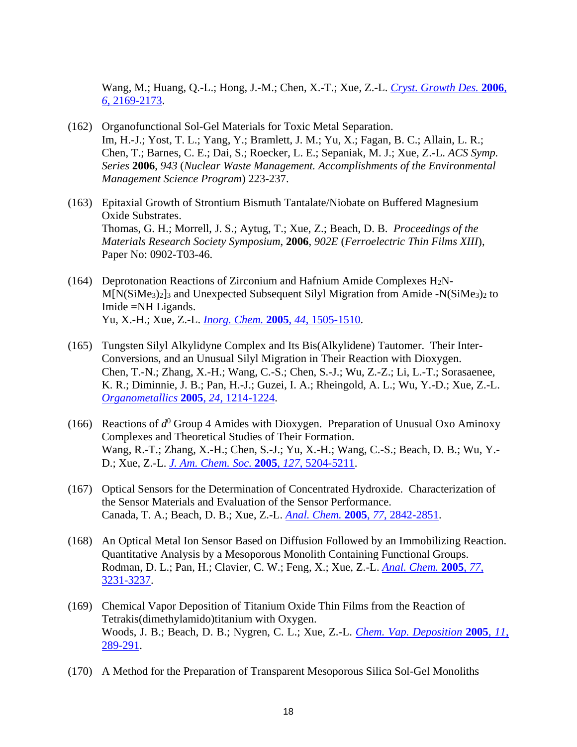Wang, M.; Huang, Q.-L.; Hong, J.-M.; Chen, X.-T.; Xue, Z.-L. *Cryst. Growth Des.* **2006**, *6*, 2169-2173.

(162) Organofunctional Sol-Gel Materials for Toxic Metal Separation.
Im, H.-J.; Yost, T. L.; Yang, Y.; Bramlett, J. M.; Yu, X.; Fagan, B. C.; Allain, L. R.; Chen, T.; Barnes, C. E.; Dai, S.; Roecker, L. E.; Sepaniak, M. J.; Xue, Z.-L. *ACS Symp. Series* **2006**, *943* (*Nuclear Waste Management. Accomplishments of the Environmental Management Science Program*) 223-237.

(163) Epitaxial Growth of Strontium Bismuth Tantalate/Niobate on Buffered Magnesium Oxide Substrates.
Thomas, G. H.; Morrell, J. S.; Aytug, T.; Xue, Z.; Beach, D. B. *Proceedings of the Materials Research Society Symposium*, **2006**, *902E* (*Ferroelectric Thin Films XIII*), Paper No: 0902-T03-46.

(164) Deprotonation Reactions of Zirconium and Hafnium Amide Complexes $H_2N$-$M[N(SiMe_3)_2]_3$ and Unexpected Subsequent Silyl Migration from Amide -$N(SiMe_3)_2$ to Imide =NH Ligands.
Yu, X.-H.; Xue, Z.-L. *Inorg. Chem.* **2005**, *44*, 1505-1510.

(165) Tungsten Silyl Alkylidyne Complex and Its Bis(Alkylidene) Tautomer. Their Inter-Conversions, and an Unusual Silyl Migration in Their Reaction with Dioxygen.
Chen, T.-N.; Zhang, X.-H.; Wang, C.-S.; Chen, S.-J.; Wu, Z.-Z.; Li, L.-T.; Sorasaenee, K. R.; Diminnie, J. B.; Pan, H.-J.; Guzei, I. A.; Rheingold, A. L.; Wu, Y.-D.; Xue, Z.-L. *Organometallics* **2005**, *24*, 1214-1224.

(166) Reactions of $d^0$ Group 4 Amides with Dioxygen. Preparation of Unusual Oxo Aminoxy Complexes and Theoretical Studies of Their Formation.
Wang, R.-T.; Zhang, X.-H.; Chen, S.-J.; Yu, X.-H.; Wang, C.-S.; Beach, D. B.; Wu, Y.-D.; Xue, Z.-L. *J. Am. Chem. Soc.* **2005**, *127*, 5204-5211.

(167) Optical Sensors for the Determination of Concentrated Hydroxide. Characterization of the Sensor Materials and Evaluation of the Sensor Performance.
Canada, T. A.; Beach, D. B.; Xue, Z.-L. *Anal. Chem.* **2005**, *77*, 2842-2851.

(168) An Optical Metal Ion Sensor Based on Diffusion Followed by an Immobilizing Reaction. Quantitative Analysis by a Mesoporous Monolith Containing Functional Groups.
Rodman, D. L.; Pan, H.; Clavier, C. W.; Feng, X.; Xue, Z.-L. *Anal. Chem.* **2005**, *77*, 3231-3237.

(169) Chemical Vapor Deposition of Titanium Oxide Thin Films from the Reaction of Tetrakis(dimethylamido)titanium with Oxygen.
Woods, J. B.; Beach, D. B.; Nygren, C. L.; Xue, Z.-L. *Chem. Vap. Deposition* **2005**, *11*, 289-291.

(170) A Method for the Preparation of Transparent Mesoporous Silica Sol-Gel Monoliths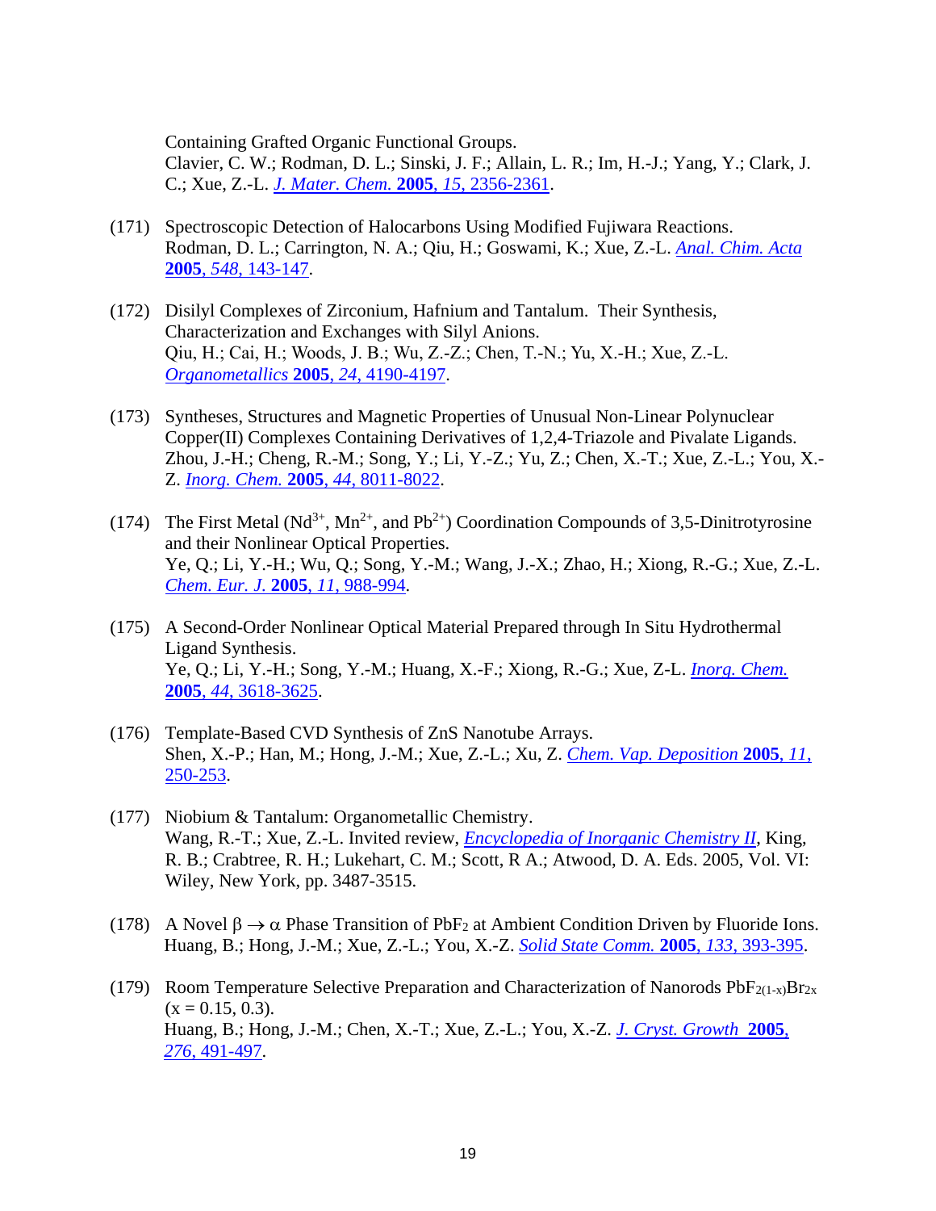Containing Grafted Organic Functional Groups.
Clavier, C. W.; Rodman, D. L.; Sinski, J. F.; Allain, L. R.; Im, H.-J.; Yang, Y.; Clark, J. C.; Xue, Z.-L. *J. Mater. Chem.* **2005**, *15*, 2356-2361.

(171) Spectroscopic Detection of Halocarbons Using Modified Fujiwara Reactions.
Rodman, D. L.; Carrington, N. A.; Qiu, H.; Goswami, K.; Xue, Z.-L. *Anal. Chim. Acta* **2005**, *548*, 143-147.

(172) Disilyl Complexes of Zirconium, Hafnium and Tantalum. Their Synthesis, Characterization and Exchanges with Silyl Anions.
Qiu, H.; Cai, H.; Woods, J. B.; Wu, Z.-Z.; Chen, T.-N.; Yu, X.-H.; Xue, Z.-L. *Organometallics* **2005**, *24*, 4190-4197.

(173) Syntheses, Structures and Magnetic Properties of Unusual Non-Linear Polynuclear Copper(II) Complexes Containing Derivatives of 1,2,4-Triazole and Pivalate Ligands.
Zhou, J.-H.; Cheng, R.-M.; Song, Y.; Li, Y.-Z.; Yu, Z.; Chen, X.-T.; Xue, Z.-L.; You, X.-Z. *Inorg. Chem.* **2005**, *44*, 8011-8022.

(174) The First Metal ($Nd^{3+}$, $Mn^{2+}$, and $Pb^{2+}$) Coordination Compounds of 3,5-Dinitrotyrosine and their Nonlinear Optical Properties.
Ye, Q.; Li, Y.-H.; Wu, Q.; Song, Y.-M.; Wang, J.-X.; Zhao, H.; Xiong, R.-G.; Xue, Z.-L. *Chem. Eur. J.* **2005**, *11*, 988-994.

(175) A Second-Order Nonlinear Optical Material Prepared through In Situ Hydrothermal Ligand Synthesis.
Ye, Q.; Li, Y.-H.; Song, Y.-M.; Huang, X.-F.; Xiong, R.-G.; Xue, Z-L. *Inorg. Chem.* **2005**, *44*, 3618-3625.

(176) Template-Based CVD Synthesis of ZnS Nanotube Arrays.
Shen, X.-P.; Han, M.; Hong, J.-M.; Xue, Z.-L.; Xu, Z. *Chem. Vap. Deposition* **2005**, *11*, 250-253.

(177) Niobium & Tantalum: Organometallic Chemistry.
Wang, R.-T.; Xue, Z.-L. Invited review, *Encyclopedia of Inorganic Chemistry II*, King, R. B.; Crabtree, R. H.; Lukehart, C. M.; Scott, R A.; Atwood, D. A. Eds. 2005, Vol. VI: Wiley, New York, pp. 3487-3515.

(178) A Novel $\beta \rightarrow \alpha$ Phase Transition of $PbF_2$ at Ambient Condition Driven by Fluoride Ions.
Huang, B.; Hong, J.-M.; Xue, Z.-L.; You, X.-Z. *Solid State Comm.* **2005**, *133*, 393-395.

(179) Room Temperature Selective Preparation and Characterization of Nanorods $PbF_{2(1-x)}Br_{2x}$ ($x = 0.15, 0.3$).
Huang, B.; Hong, J.-M.; Chen, X.-T.; Xue, Z.-L.; You, X.-Z. *J. Cryst. Growth* **2005**, *276*, 491-497.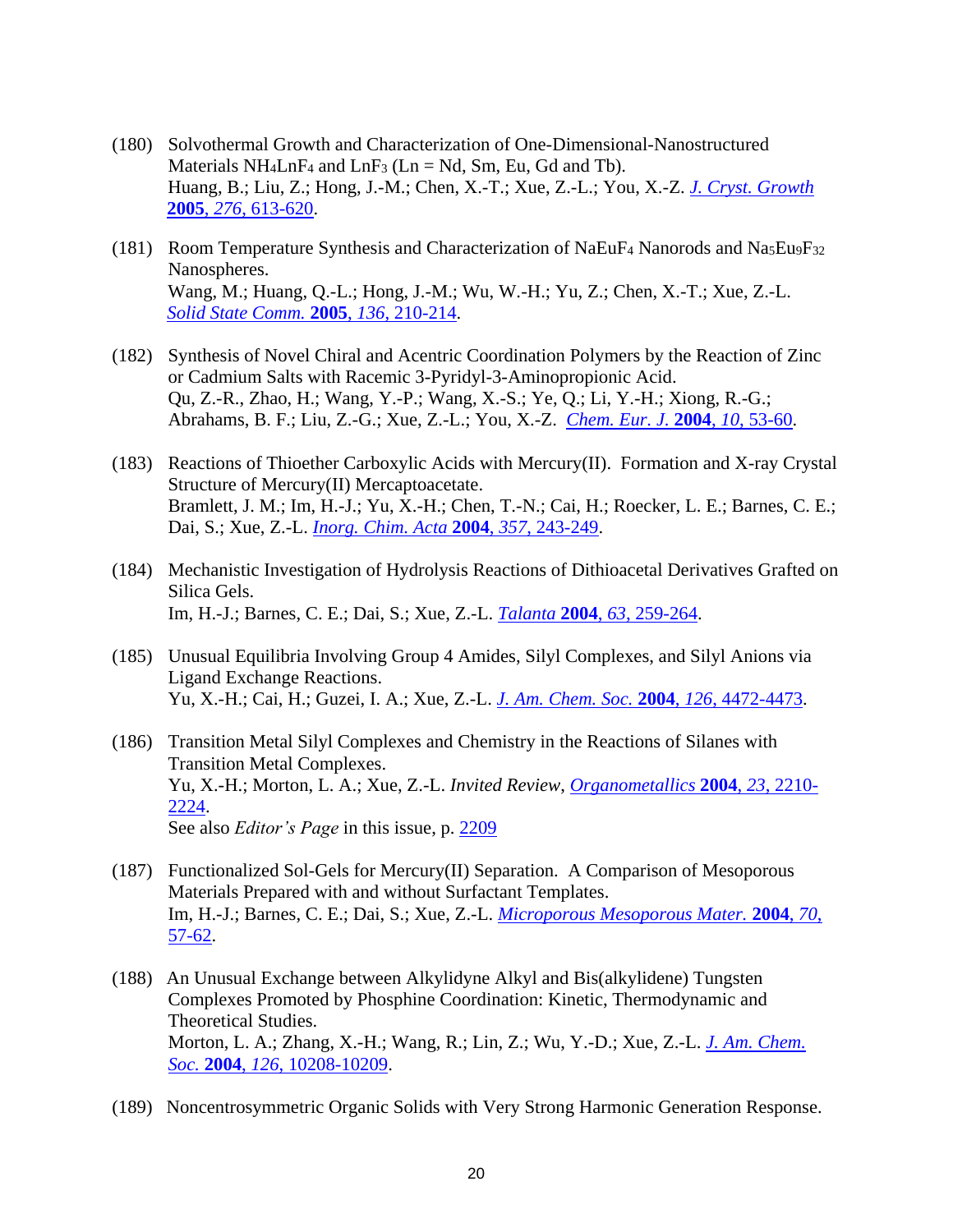(180) Solvothermal Growth and Characterization of One-Dimensional-Nanostructured Materials $NH_4LnF_4$ and $LnF_3$ (Ln = Nd, Sm, Eu, Gd and Tb).
Huang, B.; Liu, Z.; Hong, J.-M.; Chen, X.-T.; Xue, Z.-L.; You, X.-Z. *J. Cryst. Growth* **2005**, *276*, 613-620.

(181) Room Temperature Synthesis and Characterization of $NaEuF_4$ Nanorods and $Na_5Eu_9F_{32}$ Nanospheres.
Wang, M.; Huang, Q.-L.; Hong, J.-M.; Wu, W.-H.; Yu, Z.; Chen, X.-T.; Xue, Z.-L. *Solid State Comm.* **2005**, *136*, 210-214.

(182) Synthesis of Novel Chiral and Acentric Coordination Polymers by the Reaction of Zinc or Cadmium Salts with Racemic 3-Pyridyl-3-Aminopropionic Acid.
Qu, Z.-R., Zhao, H.; Wang, Y.-P.; Wang, X.-S.; Ye, Q.; Li, Y.-H.; Xiong, R.-G.; Abrahams, B. F.; Liu, Z.-G.; Xue, Z.-L.; You, X.-Z. *Chem. Eur. J.* **2004**, *10*, 53-60.

(183) Reactions of Thioether Carboxylic Acids with Mercury(II). Formation and X-ray Crystal Structure of Mercury(II) Mercaptoacetate.
Bramlett, J. M.; Im, H.-J.; Yu, X.-H.; Chen, T.-N.; Cai, H.; Roecker, L. E.; Barnes, C. E.; Dai, S.; Xue, Z.-L. *Inorg. Chim. Acta* **2004**, *357*, 243-249.

(184) Mechanistic Investigation of Hydrolysis Reactions of Dithioacetal Derivatives Grafted on Silica Gels.
Im, H.-J.; Barnes, C. E.; Dai, S.; Xue, Z.-L. *Talanta* **2004**, *63*, 259-264.

(185) Unusual Equilibria Involving Group 4 Amides, Silyl Complexes, and Silyl Anions via Ligand Exchange Reactions.
Yu, X.-H.; Cai, H.; Guzei, I. A.; Xue, Z.-L. *J. Am. Chem. Soc.* **2004**, *126*, 4472-4473.

(186) Transition Metal Silyl Complexes and Chemistry in the Reactions of Silanes with Transition Metal Complexes.
Yu, X.-H.; Morton, L. A.; Xue, Z.-L. *Invited Review*, *Organometallics* **2004**, *23*, 2210-2224.
See also *Editor's Page* in this issue, p. 2209

(187) Functionalized Sol-Gels for Mercury(II) Separation. A Comparison of Mesoporous Materials Prepared with and without Surfactant Templates.
Im, H.-J.; Barnes, C. E.; Dai, S.; Xue, Z.-L. *Microporous Mesoporous Mater.* **2004**, *70*, 57-62.

(188) An Unusual Exchange between Alkylidyne Alkyl and Bis(alkylidene) Tungsten Complexes Promoted by Phosphine Coordination: Kinetic, Thermodynamic and Theoretical Studies.
Morton, L. A.; Zhang, X.-H.; Wang, R.; Lin, Z.; Wu, Y.-D.; Xue, Z.-L. *J. Am. Chem. Soc.* **2004**, *126*, 10208-10209.

(189) Noncentrosymmetric Organic Solids with Very Strong Harmonic Generation Response.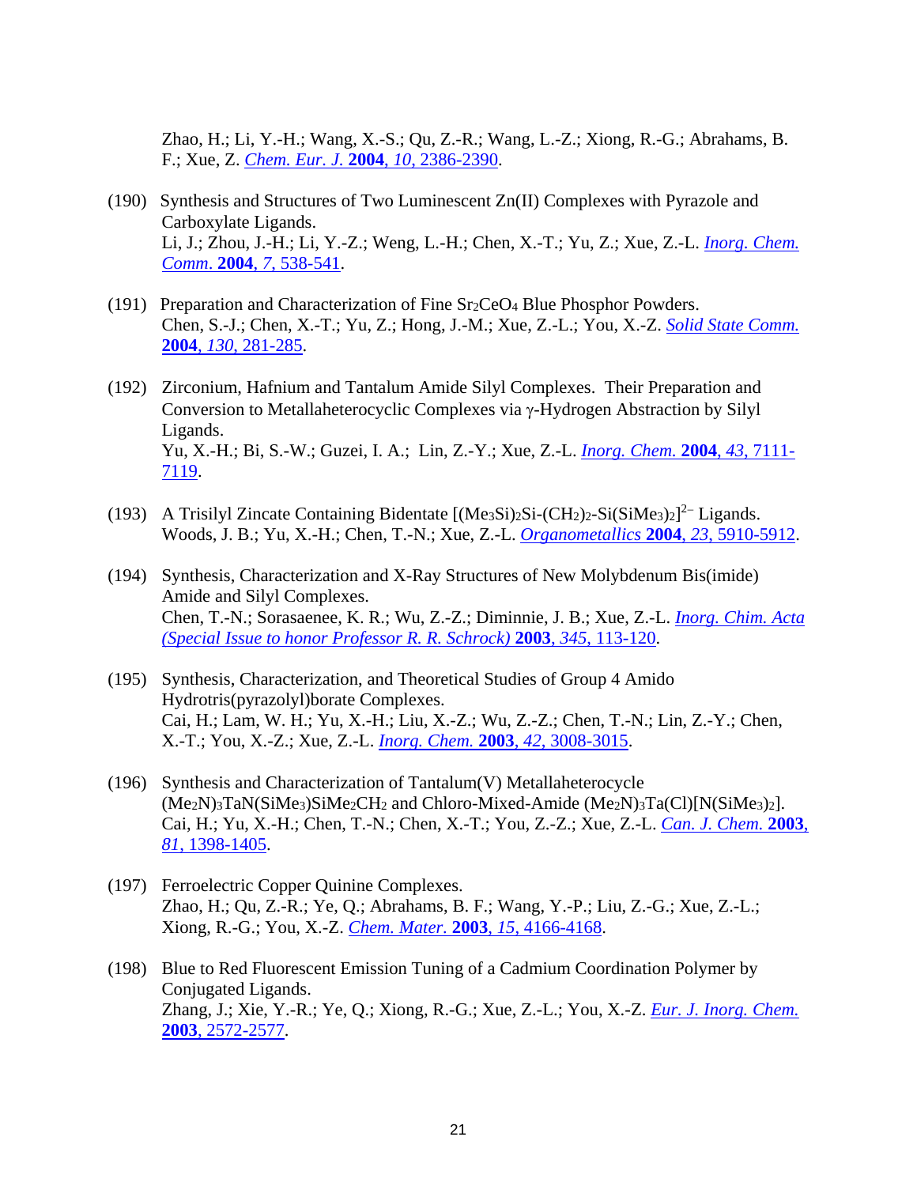Zhao, H.; Li, Y.-H.; Wang, X.-S.; Qu, Z.-R.; Wang, L.-Z.; Xiong, R.-G.; Abrahams, B. F.; Xue, Z. *Chem. Eur. J.* **2004**, *10*, 2386-2390.

(190) Synthesis and Structures of Two Luminescent Zn(II) Complexes with Pyrazole and Carboxylate Ligands.
Li, J.; Zhou, J.-H.; Li, Y.-Z.; Weng, L.-H.; Chen, X.-T.; Yu, Z.; Xue, Z.-L. *Inorg. Chem. Comm*. **2004**, *7*, 538-541.

(191) Preparation and Characterization of Fine $Sr_2CeO_4$ Blue Phosphor Powders.
Chen, S.-J.; Chen, X.-T.; Yu, Z.; Hong, J.-M.; Xue, Z.-L.; You, X.-Z. *Solid State Comm.* **2004**, *130*, 281-285.

(192) Zirconium, Hafnium and Tantalum Amide Silyl Complexes. Their Preparation and Conversion to Metallaheterocyclic Complexes via γ-Hydrogen Abstraction by Silyl Ligands.
Yu, X.-H.; Bi, S.-W.; Guzei, I. A.; Lin, Z.-Y.; Xue, Z.-L. *Inorg. Chem.* **2004**, *43*, 7111-7119.

(193) A Trisilyl Zincate Containing Bidentate $[(Me_3Si)_2Si\text{-}(CH_2)_2\text{-}Si(SiMe_3)_2]^{2-}$ Ligands.
Woods, J. B.; Yu, X.-H.; Chen, T.-N.; Xue, Z.-L. *Organometallics* **2004**, *23*, 5910-5912.

(194) Synthesis, Characterization and X-Ray Structures of New Molybdenum Bis(imide) Amide and Silyl Complexes.
Chen, T.-N.; Sorasaenee, K. R.; Wu, Z.-Z.; Diminnie, J. B.; Xue, Z.-L. *Inorg. Chim. Acta (Special Issue to honor Professor R. R. Schrock)* **2003**, *345*, 113-120.

(195) Synthesis, Characterization, and Theoretical Studies of Group 4 Amido Hydrotris(pyrazolyl)borate Complexes.
Cai, H.; Lam, W. H.; Yu, X.-H.; Liu, X.-Z.; Wu, Z.-Z.; Chen, T.-N.; Lin, Z.-Y.; Chen, X.-T.; You, X.-Z.; Xue, Z.-L. *Inorg. Chem.* **2003**, *42*, 3008-3015.

(196) Synthesis and Characterization of Tantalum(V) Metallaheterocycle $(Me_2N)_3TaN(SiMe_3)SiMe_2CH_2$ and Chloro-Mixed-Amide $(Me_2N)_3Ta(Cl)[N(SiMe_3)_2]$.
Cai, H.; Yu, X.-H.; Chen, T.-N.; Chen, X.-T.; You, Z.-Z.; Xue, Z.-L. *Can. J. Chem.* **2003**, *81*, 1398-1405.

(197) Ferroelectric Copper Quinine Complexes.
Zhao, H.; Qu, Z.-R.; Ye, Q.; Abrahams, B. F.; Wang, Y.-P.; Liu, Z.-G.; Xue, Z.-L.; Xiong, R.-G.; You, X.-Z. *Chem. Mater.* **2003**, *15*, 4166-4168.

(198) Blue to Red Fluorescent Emission Tuning of a Cadmium Coordination Polymer by Conjugated Ligands.
Zhang, J.; Xie, Y.-R.; Ye, Q.; Xiong, R.-G.; Xue, Z.-L.; You, X.-Z. *Eur. J. Inorg. Chem.* **2003**, 2572-2577.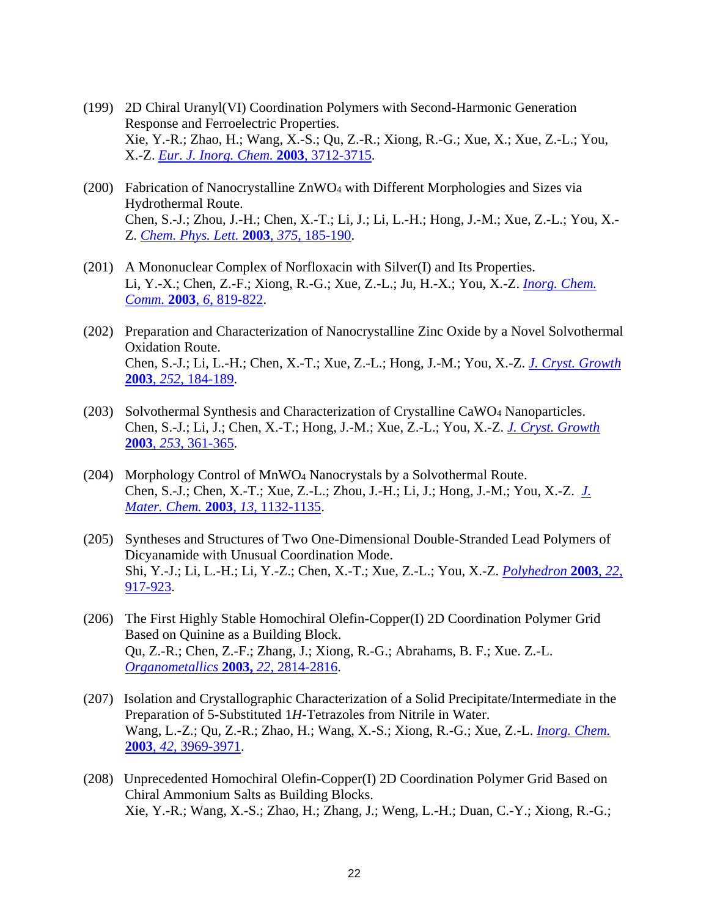(199) 2D Chiral Uranyl(VI) Coordination Polymers with Second-Harmonic Generation Response and Ferroelectric Properties.
Xie, Y.-R.; Zhao, H.; Wang, X.-S.; Qu, Z.-R.; Xiong, R.-G.; Xue, X.; Xue, Z.-L.; You, X.-Z. *Eur. J. Inorg. Chem.* **2003**, 3712-3715.

(200) Fabrication of Nanocrystalline $ZnWO_4$ with Different Morphologies and Sizes via Hydrothermal Route.
Chen, S.-J.; Zhou, J.-H.; Chen, X.-T.; Li, J.; Li, L.-H.; Hong, J.-M.; Xue, Z.-L.; You, X.-Z. *Chem. Phys. Lett.* **2003**, *375*, 185-190.

(201) A Mononuclear Complex of Norfloxacin with Silver(I) and Its Properties.
Li, Y.-X.; Chen, Z.-F.; Xiong, R.-G.; Xue, Z.-L.; Ju, H.-X.; You, X.-Z. *Inorg. Chem. Comm.* **2003**, *6*, 819-822.

(202) Preparation and Characterization of Nanocrystalline Zinc Oxide by a Novel Solvothermal Oxidation Route.
Chen, S.-J.; Li, L.-H.; Chen, X.-T.; Xue, Z.-L.; Hong, J.-M.; You, X.-Z. *J. Cryst. Growth* **2003**, *252*, 184-189.

(203) Solvothermal Synthesis and Characterization of Crystalline $CaWO_4$ Nanoparticles.
Chen, S.-J.; Li, J.; Chen, X.-T.; Hong, J.-M.; Xue, Z.-L.; You, X.-Z. *J. Cryst. Growth* **2003**, *253*, 361-365.

(204) Morphology Control of $MnWO_4$ Nanocrystals by a Solvothermal Route.
Chen, S.-J.; Chen, X.-T.; Xue, Z.-L.; Zhou, J.-H.; Li, J.; Hong, J.-M.; You, X.-Z. *J. Mater. Chem.* **2003**, *13*, 1132-1135.

(205) Syntheses and Structures of Two One-Dimensional Double-Stranded Lead Polymers of Dicyanamide with Unusual Coordination Mode.
Shi, Y.-J.; Li, L.-H.; Li, Y.-Z.; Chen, X.-T.; Xue, Z.-L.; You, X.-Z. *Polyhedron* **2003**, *22*, 917-923.

(206) The First Highly Stable Homochiral Olefin-Copper(I) 2D Coordination Polymer Grid Based on Quinine as a Building Block.
Qu, Z.-R.; Chen, Z.-F.; Zhang, J.; Xiong, R.-G.; Abrahams, B. F.; Xue. Z.-L. *Organometallics* **2003,** *22*, 2814-2816.

(207) Isolation and Crystallographic Characterization of a Solid Precipitate/Intermediate in the Preparation of 5-Substituted 1*H*-Tetrazoles from Nitrile in Water.
Wang, L.-Z.; Qu, Z.-R.; Zhao, H.; Wang, X.-S.; Xiong, R.-G.; Xue, Z.-L. *Inorg. Chem.* **2003**, *42*, 3969-3971.

(208) Unprecedented Homochiral Olefin-Copper(I) 2D Coordination Polymer Grid Based on Chiral Ammonium Salts as Building Blocks.
Xie, Y.-R.; Wang, X.-S.; Zhao, H.; Zhang, J.; Weng, L.-H.; Duan, C.-Y.; Xiong, R.-G.;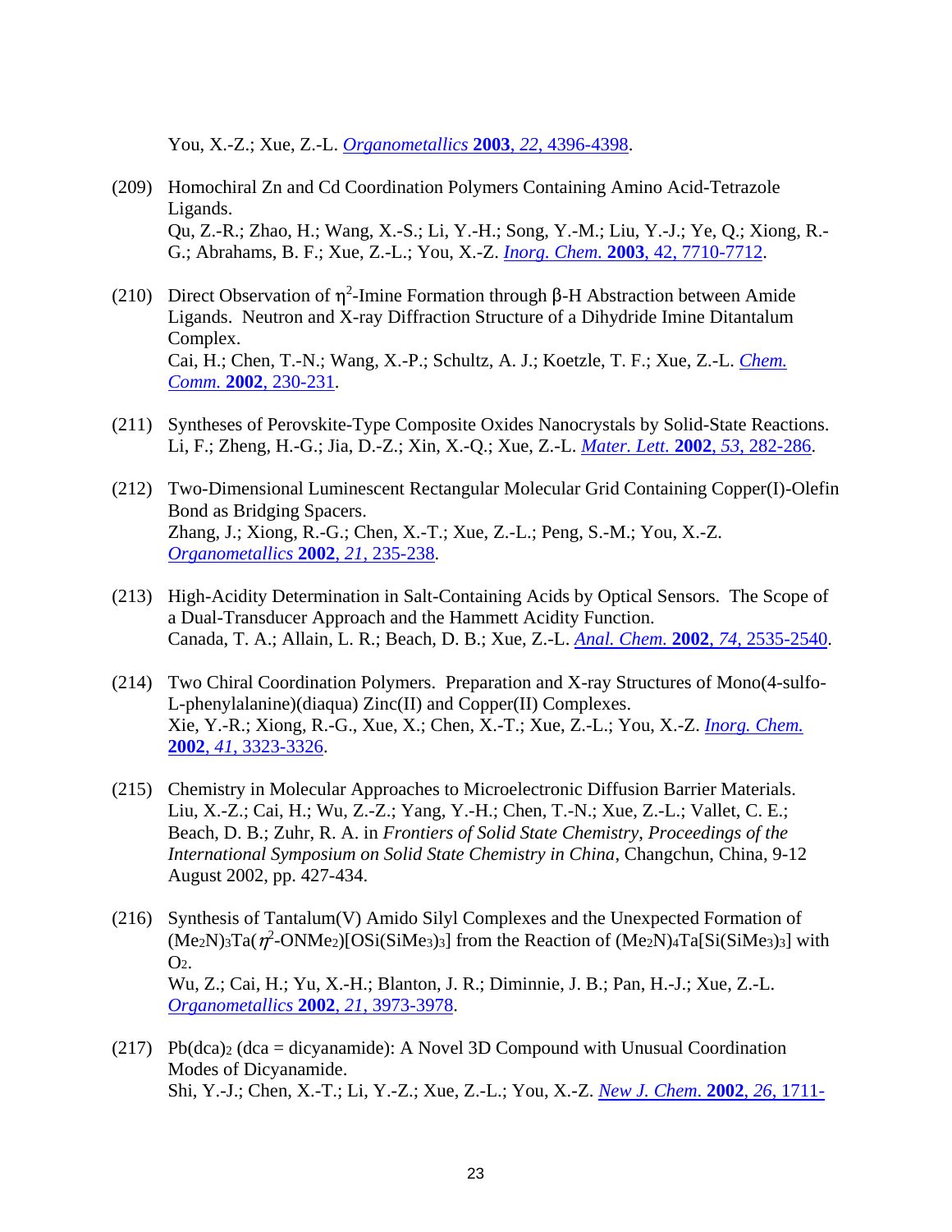You, X.-Z.; Xue, Z.-L. *Organometallics* **2003**, *22*, 4396-4398.

(209) Homochiral Zn and Cd Coordination Polymers Containing Amino Acid-Tetrazole Ligands.
Qu, Z.-R.; Zhao, H.; Wang, X.-S.; Li, Y.-H.; Song, Y.-M.; Liu, Y.-J.; Ye, Q.; Xiong, R.-G.; Abrahams, B. F.; Xue, Z.-L.; You, X.-Z. *Inorg. Chem.* **2003**, 42, 7710-7712.

(210) Direct Observation of $\eta^2$-Imine Formation through β-H Abstraction between Amide Ligands. Neutron and X-ray Diffraction Structure of a Dihydride Imine Ditantalum Complex.
Cai, H.; Chen, T.-N.; Wang, X.-P.; Schultz, A. J.; Koetzle, T. F.; Xue, Z.-L. *Chem. Comm.* **2002**, 230-231.

(211) Syntheses of Perovskite-Type Composite Oxides Nanocrystals by Solid-State Reactions.
Li, F.; Zheng, H.-G.; Jia, D.-Z.; Xin, X.-Q.; Xue, Z.-L. *Mater. Lett.* **2002**, *53*, 282-286.

(212) Two-Dimensional Luminescent Rectangular Molecular Grid Containing Copper(I)-Olefin Bond as Bridging Spacers.
Zhang, J.; Xiong, R.-G.; Chen, X.-T.; Xue, Z.-L.; Peng, S.-M.; You, X.-Z. *Organometallics* **2002**, *21*, 235-238.

(213) High-Acidity Determination in Salt-Containing Acids by Optical Sensors. The Scope of a Dual-Transducer Approach and the Hammett Acidity Function.
Canada, T. A.; Allain, L. R.; Beach, D. B.; Xue, Z.-L. *Anal. Chem.* **2002**, *74*, 2535-2540.

(214) Two Chiral Coordination Polymers. Preparation and X-ray Structures of Mono(4-sulfo-L-phenylalanine)(diaqua) Zinc(II) and Copper(II) Complexes.
Xie, Y.-R.; Xiong, R.-G., Xue, X.; Chen, X.-T.; Xue, Z.-L.; You, X.-Z. *Inorg. Chem.* **2002**, *41*, 3323-3326.

(215) Chemistry in Molecular Approaches to Microelectronic Diffusion Barrier Materials.
Liu, X.-Z.; Cai, H.; Wu, Z.-Z.; Yang, Y.-H.; Chen, T.-N.; Xue, Z.-L.; Vallet, C. E.; Beach, D. B.; Zuhr, R. A. in *Frontiers of Solid State Chemistry*, *Proceedings of the International Symposium on Solid State Chemistry in China*, Changchun, China, 9-12 August 2002, pp. 427-434.

(216) Synthesis of Tantalum(V) Amido Silyl Complexes and the Unexpected Formation of $(Me_2N)_3Ta(\eta^2\text{-}ONMe_2)[OSi(SiMe_3)_3]$ from the Reaction of $(Me_2N)_4Ta[Si(SiMe_3)_3]$ with $O_2$.
Wu, Z.; Cai, H.; Yu, X.-H.; Blanton, J. R.; Diminnie, J. B.; Pan, H.-J.; Xue, Z.-L. *Organometallics* **2002**, *21*, 3973-3978.

(217) $Pb(dca)_2$ (dca = dicyanamide): A Novel 3D Compound with Unusual Coordination Modes of Dicyanamide.
Shi, Y.-J.; Chen, X.-T.; Li, Y.-Z.; Xue, Z.-L.; You, X.-Z. *New J. Chem.* **2002**, *26*, 1711-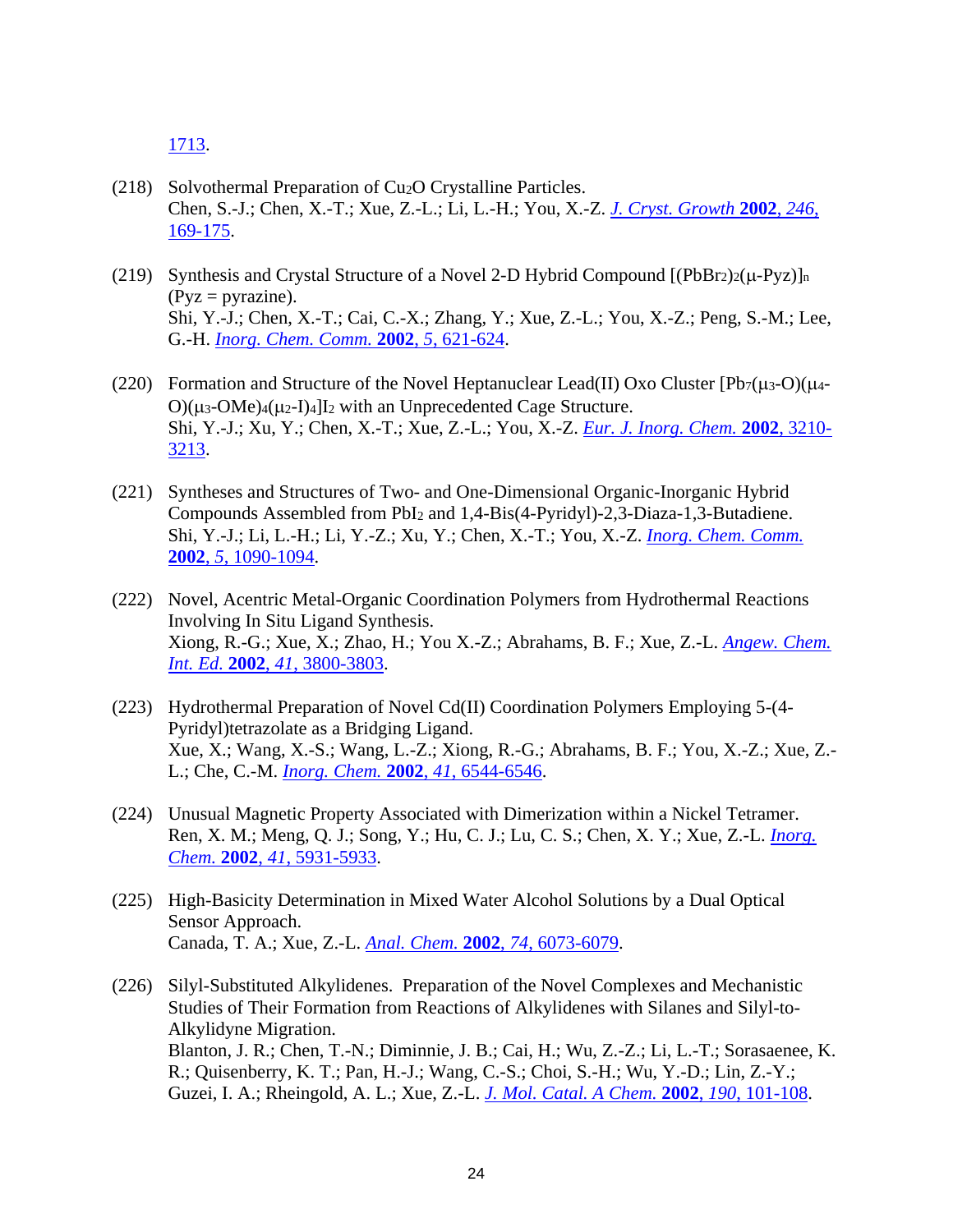1713.

(218) Solvothermal Preparation of $Cu_2O$ Crystalline Particles.
Chen, S.-J.; Chen, X.-T.; Xue, Z.-L.; Li, L.-H.; You, X.-Z. *J. Cryst. Growth* **2002**, *246*, 169-175.

(219) Synthesis and Crystal Structure of a Novel 2-D Hybrid Compound $[(PbBr_2)_2(\mu\text{-Pyz})]_n$ (Pyz = pyrazine).
Shi, Y.-J.; Chen, X.-T.; Cai, C.-X.; Zhang, Y.; Xue, Z.-L.; You, X.-Z.; Peng, S.-M.; Lee, G.-H. *Inorg. Chem. Comm.* **2002**, *5*, 621-624.

(220) Formation and Structure of the Novel Heptanuclear Lead(II) Oxo Cluster $[Pb_7(\mu_3\text{-O})(\mu_4\text{-O})(\mu_3\text{-OMe})_4(\mu_2\text{-I})_4]I_2$ with an Unprecedented Cage Structure.
Shi, Y.-J.; Xu, Y.; Chen, X.-T.; Xue, Z.-L.; You, X.-Z. *Eur. J. Inorg. Chem.* **2002**, 3210-3213.

(221) Syntheses and Structures of Two- and One-Dimensional Organic-Inorganic Hybrid Compounds Assembled from $PbI_2$ and 1,4-Bis(4-Pyridyl)-2,3-Diaza-1,3-Butadiene.
Shi, Y.-J.; Li, L.-H.; Li, Y.-Z.; Xu, Y.; Chen, X.-T.; You, X.-Z. *Inorg. Chem. Comm.* **2002**, *5*, 1090-1094.

(222) Novel, Acentric Metal-Organic Coordination Polymers from Hydrothermal Reactions Involving In Situ Ligand Synthesis.
Xiong, R.-G.; Xue, X.; Zhao, H.; You X.-Z.; Abrahams, B. F.; Xue, Z.-L. *Angew. Chem. Int. Ed.* **2002**, *41*, 3800-3803.

(223) Hydrothermal Preparation of Novel Cd(II) Coordination Polymers Employing 5-(4-Pyridyl)tetrazolate as a Bridging Ligand.
Xue, X.; Wang, X.-S.; Wang, L.-Z.; Xiong, R.-G.; Abrahams, B. F.; You, X.-Z.; Xue, Z.-L.; Che, C.-M. *Inorg. Chem.* **2002**, *41*, 6544-6546.

(224) Unusual Magnetic Property Associated with Dimerization within a Nickel Tetramer.
Ren, X. M.; Meng, Q. J.; Song, Y.; Hu, C. J.; Lu, C. S.; Chen, X. Y.; Xue, Z.-L. *Inorg. Chem.* **2002**, *41*, 5931-5933.

(225) High-Basicity Determination in Mixed Water Alcohol Solutions by a Dual Optical Sensor Approach.
Canada, T. A.; Xue, Z.-L. *Anal. Chem.* **2002**, *74*, 6073-6079.

(226) Silyl-Substituted Alkylidenes. Preparation of the Novel Complexes and Mechanistic Studies of Their Formation from Reactions of Alkylidenes with Silanes and Silyl-to-Alkylidyne Migration.
Blanton, J. R.; Chen, T.-N.; Diminnie, J. B.; Cai, H.; Wu, Z.-Z.; Li, L.-T.; Sorasaenee, K. R.; Quisenberry, K. T.; Pan, H.-J.; Wang, C.-S.; Choi, S.-H.; Wu, Y.-D.; Lin, Z.-Y.; Guzei, I. A.; Rheingold, A. L.; Xue, Z.-L. *J. Mol. Catal. A Chem.* **2002**, *190*, 101-108.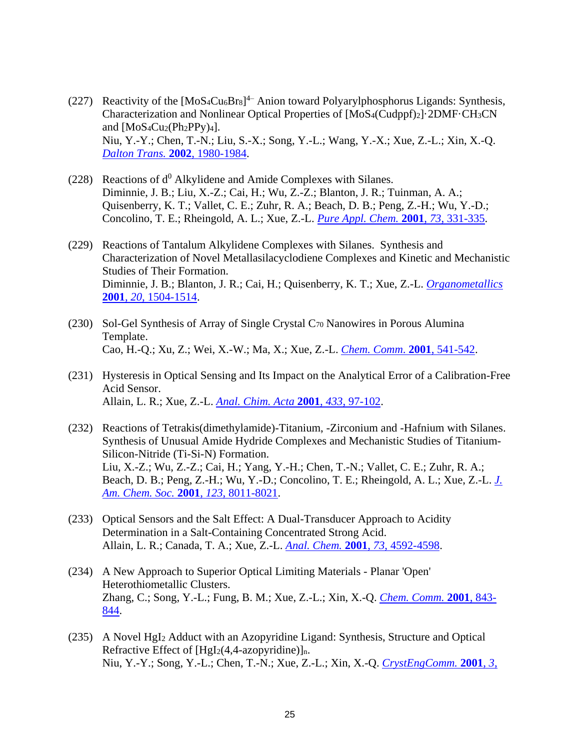(227) Reactivity of the $[MoS_4Cu_6Br_8]^{4-}$ Anion toward Polyarylphosphorus Ligands: Synthesis, Characterization and Nonlinear Optical Properties of $[MoS_4(Cudppf)_2]\cdot 2DMF\cdot CH_3CN$ and $[MoS_4Cu_2(Ph_2PPy)_4]$.
Niu, Y.-Y.; Chen, T.-N.; Liu, S.-X.; Song, Y.-L.; Wang, Y.-X.; Xue, Z.-L.; Xin, X.-Q. *Dalton Trans.* **2002**, 1980-1984.

(228) Reactions of $d^0$ Alkylidene and Amide Complexes with Silanes.
Diminnie, J. B.; Liu, X.-Z.; Cai, H.; Wu, Z.-Z.; Blanton, J. R.; Tuinman, A. A.; Quisenberry, K. T.; Vallet, C. E.; Zuhr, R. A.; Beach, D. B.; Peng, Z.-H.; Wu, Y.-D.; Concolino, T. E.; Rheingold, A. L.; Xue, Z.-L. *Pure Appl. Chem.* **2001**, *73*, 331-335.

(229) Reactions of Tantalum Alkylidene Complexes with Silanes. Synthesis and Characterization of Novel Metallasilacyclodiene Complexes and Kinetic and Mechanistic Studies of Their Formation.
Diminnie, J. B.; Blanton, J. R.; Cai, H.; Quisenberry, K. T.; Xue, Z.-L. *Organometallics* **2001**, *20*, 1504-1514.

(230) Sol-Gel Synthesis of Array of Single Crystal $C_{70}$ Nanowires in Porous Alumina Template.
Cao, H.-Q.; Xu, Z.; Wei, X.-W.; Ma, X.; Xue, Z.-L. *Chem. Comm.* **2001**, 541-542.

(231) Hysteresis in Optical Sensing and Its Impact on the Analytical Error of a Calibration-Free Acid Sensor.
Allain, L. R.; Xue, Z.-L. *Anal. Chim. Acta* **2001**, *433*, 97-102.

(232) Reactions of Tetrakis(dimethylamide)-Titanium, -Zirconium and -Hafnium with Silanes. Synthesis of Unusual Amide Hydride Complexes and Mechanistic Studies of Titanium-Silicon-Nitride (Ti-Si-N) Formation.
Liu, X.-Z.; Wu, Z.-Z.; Cai, H.; Yang, Y.-H.; Chen, T.-N.; Vallet, C. E.; Zuhr, R. A.; Beach, D. B.; Peng, Z.-H.; Wu, Y.-D.; Concolino, T. E.; Rheingold, A. L.; Xue, Z.-L. *J. Am. Chem. Soc.* **2001**, *123*, 8011-8021.

(233) Optical Sensors and the Salt Effect: A Dual-Transducer Approach to Acidity Determination in a Salt-Containing Concentrated Strong Acid.
Allain, L. R.; Canada, T. A.; Xue, Z.-L. *Anal. Chem.* **2001**, *73*, 4592-4598.

(234) A New Approach to Superior Optical Limiting Materials - Planar 'Open' Heterothiometallic Clusters.
Zhang, C.; Song, Y.-L.; Fung, B. M.; Xue, Z.-L.; Xin, X.-Q. *Chem. Comm.* **2001**, 843-844.

(235) A Novel $HgI_2$ Adduct with an Azopyridine Ligand: Synthesis, Structure and Optical Refractive Effect of $[HgI_2(4,4\text{-azopyridine})]_n$.
Niu, Y.-Y.; Song, Y.-L.; Chen, T.-N.; Xue, Z.-L.; Xin, X.-Q. *CrystEngComm.* **2001**, *3*,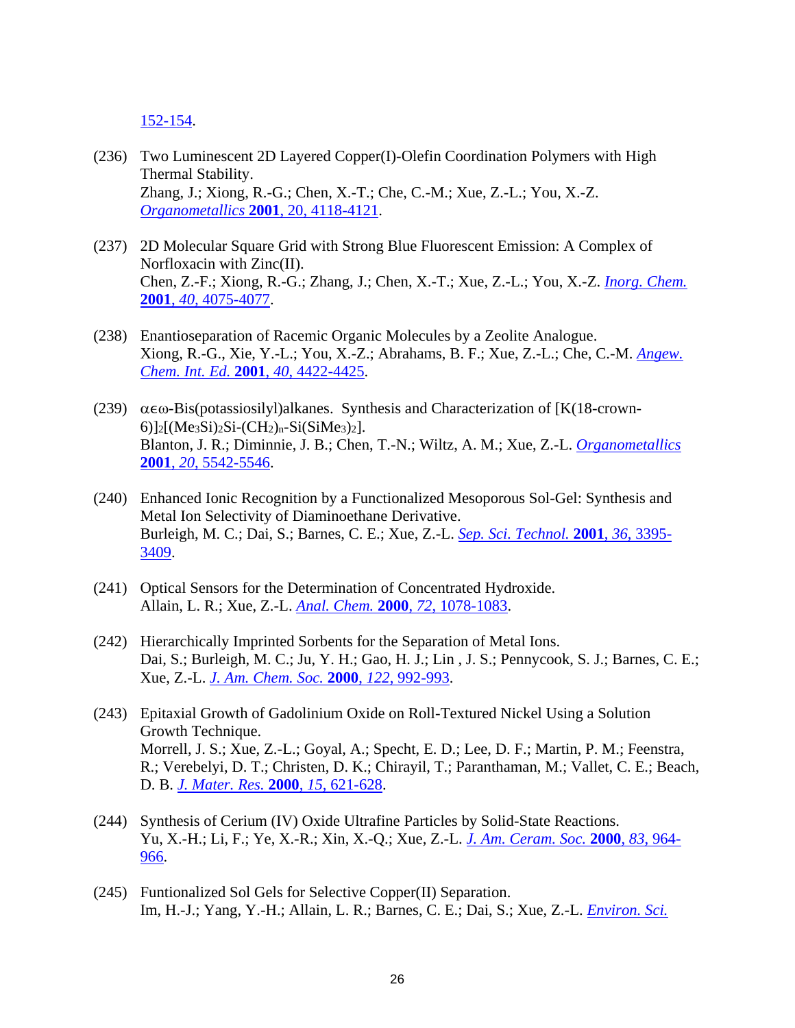152-154.

(236) Two Luminescent 2D Layered Copper(I)-Olefin Coordination Polymers with High Thermal Stability.
Zhang, J.; Xiong, R.-G.; Chen, X.-T.; Che, C.-M.; Xue, Z.-L.; You, X.-Z. *Organometallics* **2001**, 20, 4118-4121.

(237) 2D Molecular Square Grid with Strong Blue Fluorescent Emission: A Complex of Norfloxacin with Zinc(II).
Chen, Z.-F.; Xiong, R.-G.; Zhang, J.; Chen, X.-T.; Xue, Z.-L.; You, X.-Z. *Inorg. Chem.* **2001**, *40*, 4075-4077.

(238) Enantioseparation of Racemic Organic Molecules by a Zeolite Analogue.
Xiong, R.-G., Xie, Y.-L.; You, X.-Z.; Abrahams, B. F.; Xue, Z.-L.; Che, C.-M. *Angew. Chem. Int. Ed.* **2001**, *40*, 4422-4425.

(239) αεω-Bis(potassiosilyl)alkanes. Synthesis and Characterization of [K(18-crown-6)]$_2$[$(Me_3Si)_2Si$-$(CH_2)_n$-$Si(SiMe_3)_2$].
Blanton, J. R.; Diminnie, J. B.; Chen, T.-N.; Wiltz, A. M.; Xue, Z.-L. *Organometallics* **2001**, *20*, 5542-5546.

(240) Enhanced Ionic Recognition by a Functionalized Mesoporous Sol-Gel: Synthesis and Metal Ion Selectivity of Diaminoethane Derivative.
Burleigh, M. C.; Dai, S.; Barnes, C. E.; Xue, Z.-L. *Sep. Sci. Technol.* **2001**, *36*, 3395-3409.

(241) Optical Sensors for the Determination of Concentrated Hydroxide.
Allain, L. R.; Xue, Z.-L. *Anal. Chem.* **2000**, *72*, 1078-1083.

(242) Hierarchically Imprinted Sorbents for the Separation of Metal Ions.
Dai, S.; Burleigh, M. C.; Ju, Y. H.; Gao, H. J.; Lin , J. S.; Pennycook, S. J.; Barnes, C. E.; Xue, Z.-L. *J. Am. Chem. Soc.* **2000**, *122*, 992-993.

(243) Epitaxial Growth of Gadolinium Oxide on Roll-Textured Nickel Using a Solution Growth Technique.
Morrell, J. S.; Xue, Z.-L.; Goyal, A.; Specht, E. D.; Lee, D. F.; Martin, P. M.; Feenstra, R.; Verebelyi, D. T.; Christen, D. K.; Chirayil, T.; Paranthaman, M.; Vallet, C. E.; Beach, D. B. *J. Mater. Res.* **2000**, *15*, 621-628.

(244) Synthesis of Cerium (IV) Oxide Ultrafine Particles by Solid-State Reactions.
Yu, X.-H.; Li, F.; Ye, X.-R.; Xin, X.-Q.; Xue, Z.-L. *J. Am. Ceram. Soc.* **2000**, *83*, 964-966.

(245) Funtionalized Sol Gels for Selective Copper(II) Separation.
Im, H.-J.; Yang, Y.-H.; Allain, L. R.; Barnes, C. E.; Dai, S.; Xue, Z.-L. *Environ. Sci.*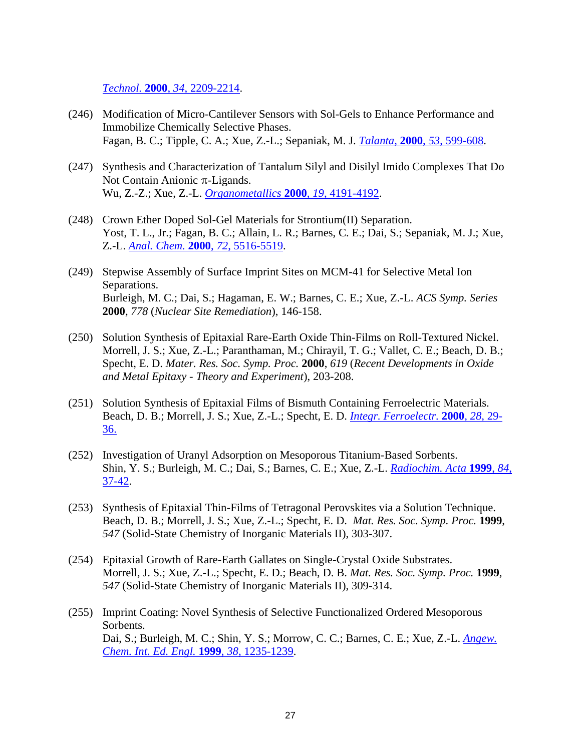*Technol.* **2000**, *34*, 2209-2214.

(246) Modification of Micro-Cantilever Sensors with Sol-Gels to Enhance Performance and Immobilize Chemically Selective Phases.
Fagan, B. C.; Tipple, C. A.; Xue, Z.-L.; Sepaniak, M. J. *Talanta*, **2000**, *53*, 599-608.

(247) Synthesis and Characterization of Tantalum Silyl and Disilyl Imido Complexes That Do Not Contain Anionic π-Ligands.
Wu, Z.-Z.; Xue, Z.-L. *Organometallics* **2000**, *19*, 4191-4192.

(248) Crown Ether Doped Sol-Gel Materials for Strontium(II) Separation.
Yost, T. L., Jr.; Fagan, B. C.; Allain, L. R.; Barnes, C. E.; Dai, S.; Sepaniak, M. J.; Xue, Z.-L. *Anal. Chem.* **2000**, *72*, 5516-5519.

(249) Stepwise Assembly of Surface Imprint Sites on MCM-41 for Selective Metal Ion Separations.
Burleigh, M. C.; Dai, S.; Hagaman, E. W.; Barnes, C. E.; Xue, Z.-L. *ACS Symp. Series* **2000**, *778* (*Nuclear Site Remediation*), 146-158.

(250) Solution Synthesis of Epitaxial Rare-Earth Oxide Thin-Films on Roll-Textured Nickel.
Morrell, J. S.; Xue, Z.-L.; Paranthaman, M.; Chirayil, T. G.; Vallet, C. E.; Beach, D. B.; Specht, E. D. *Mater. Res. Soc. Symp. Proc.* **2000**, *619* (*Recent Developments in Oxide and Metal Epitaxy - Theory and Experiment*), 203-208.

(251) Solution Synthesis of Epitaxial Films of Bismuth Containing Ferroelectric Materials.
Beach, D. B.; Morrell, J. S.; Xue, Z.-L.; Specht, E. D. *Integr. Ferroelectr.* **2000**, *28*, 29-36.

(252) Investigation of Uranyl Adsorption on Mesoporous Titanium-Based Sorbents.
Shin, Y. S.; Burleigh, M. C.; Dai, S.; Barnes, C. E.; Xue, Z.-L. *Radiochim. Acta* **1999**, *84*, 37-42.

(253) Synthesis of Epitaxial Thin-Films of Tetragonal Perovskites via a Solution Technique.
Beach, D. B.; Morrell, J. S.; Xue, Z.-L.; Specht, E. D. *Mat. Res. Soc. Symp. Proc.* **1999**, *547* (Solid-State Chemistry of Inorganic Materials II), 303-307.

(254) Epitaxial Growth of Rare-Earth Gallates on Single-Crystal Oxide Substrates.
Morrell, J. S.; Xue, Z.-L.; Specht, E. D.; Beach, D. B. *Mat. Res. Soc. Symp. Proc.* **1999**, *547* (Solid-State Chemistry of Inorganic Materials II), 309-314.

(255) Imprint Coating: Novel Synthesis of Selective Functionalized Ordered Mesoporous Sorbents.
Dai, S.; Burleigh, M. C.; Shin, Y. S.; Morrow, C. C.; Barnes, C. E.; Xue, Z.-L. *Angew. Chem. Int. Ed. Engl.* **1999**, *38*, 1235-1239.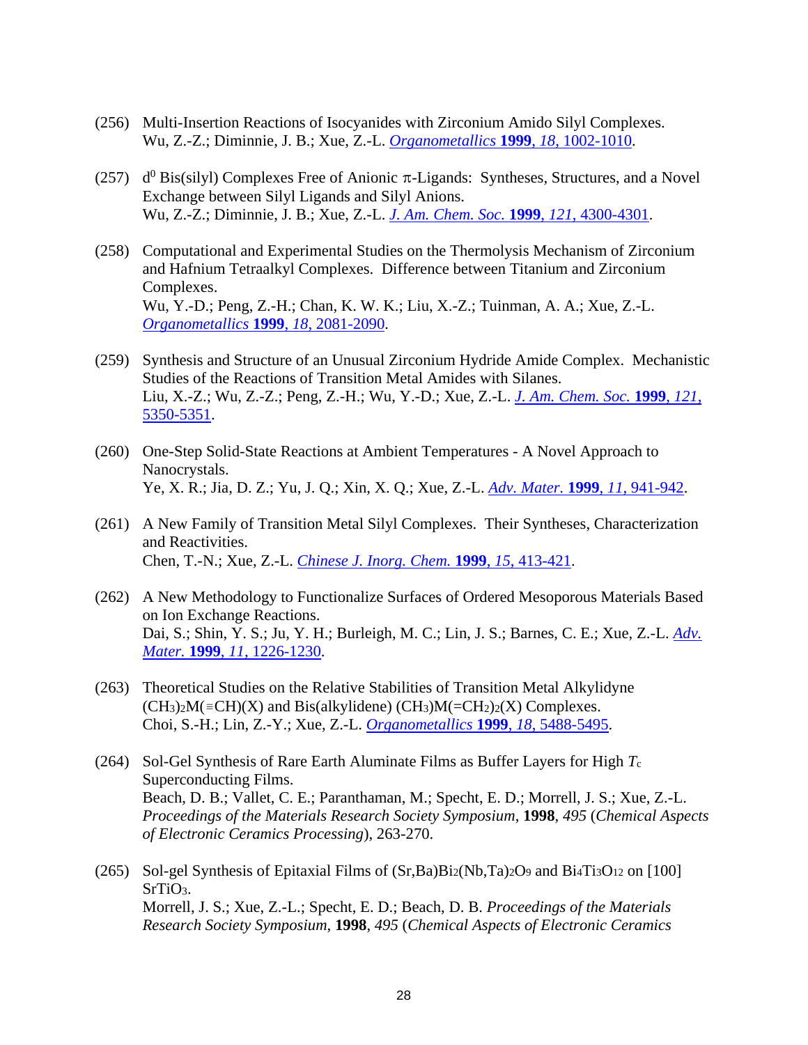(256) Multi-Insertion Reactions of Isocyanides with Zirconium Amido Silyl Complexes. Wu, Z.-Z.; Diminnie, J. B.; Xue, Z.-L. *Organometallics* **1999**, *18*, 1002-1010.

(257) $d^0$ Bis(silyl) Complexes Free of Anionic $\pi$-Ligands: Syntheses, Structures, and a Novel Exchange between Silyl Ligands and Silyl Anions. Wu, Z.-Z.; Diminnie, J. B.; Xue, Z.-L. *J. Am. Chem. Soc.* **1999**, *121*, 4300-4301.

(258) Computational and Experimental Studies on the Thermolysis Mechanism of Zirconium and Hafnium Tetraalkyl Complexes. Difference between Titanium and Zirconium Complexes. Wu, Y.-D.; Peng, Z.-H.; Chan, K. W. K.; Liu, X.-Z.; Tuinman, A. A.; Xue, Z.-L. *Organometallics* **1999**, *18*, 2081-2090.

(259) Synthesis and Structure of an Unusual Zirconium Hydride Amide Complex. Mechanistic Studies of the Reactions of Transition Metal Amides with Silanes. Liu, X.-Z.; Wu, Z.-Z.; Peng, Z.-H.; Wu, Y.-D.; Xue, Z.-L. *J. Am. Chem. Soc.* **1999**, *121*, 5350-5351.

(260) One-Step Solid-State Reactions at Ambient Temperatures - A Novel Approach to Nanocrystals. Ye, X. R.; Jia, D. Z.; Yu, J. Q.; Xin, X. Q.; Xue, Z.-L. *Adv. Mater.* **1999**, *11*, 941-942.

(261) A New Family of Transition Metal Silyl Complexes. Their Syntheses, Characterization and Reactivities. Chen, T.-N.; Xue, Z.-L. *Chinese J. Inorg. Chem.* **1999**, *15*, 413-421.

(262) A New Methodology to Functionalize Surfaces of Ordered Mesoporous Materials Based on Ion Exchange Reactions. Dai, S.; Shin, Y. S.; Ju, Y. H.; Burleigh, M. C.; Lin, J. S.; Barnes, C. E.; Xue, Z.-L. *Adv. Mater.* **1999**, *11*, 1226-1230.

(263) Theoretical Studies on the Relative Stabilities of Transition Metal Alkylidyne $(CH_3)_2M(\equiv CH)(X)$ and Bis(alkylidene) $(CH_3)M(=CH_2)_2(X)$ Complexes. Choi, S.-H.; Lin, Z.-Y.; Xue, Z.-L. *Organometallics* **1999**, *18*, 5488-5495.

(264) Sol-Gel Synthesis of Rare Earth Aluminate Films as Buffer Layers for High $T_c$ Superconducting Films. Beach, D. B.; Vallet, C. E.; Paranthaman, M.; Specht, E. D.; Morrell, J. S.; Xue, Z.-L. *Proceedings of the Materials Research Society Symposium*, **1998**, *495* (*Chemical Aspects of Electronic Ceramics Processing*), 263-270.

(265) Sol-gel Synthesis of Epitaxial Films of $(Sr,Ba)Bi_2(Nb,Ta)_2O_9$ and $Bi_4Ti_3O_{12}$ on [100] $SrTiO_3$. Morrell, J. S.; Xue, Z.-L.; Specht, E. D.; Beach, D. B. *Proceedings of the Materials Research Society Symposium*, **1998**, *495* (*Chemical Aspects of Electronic Ceramics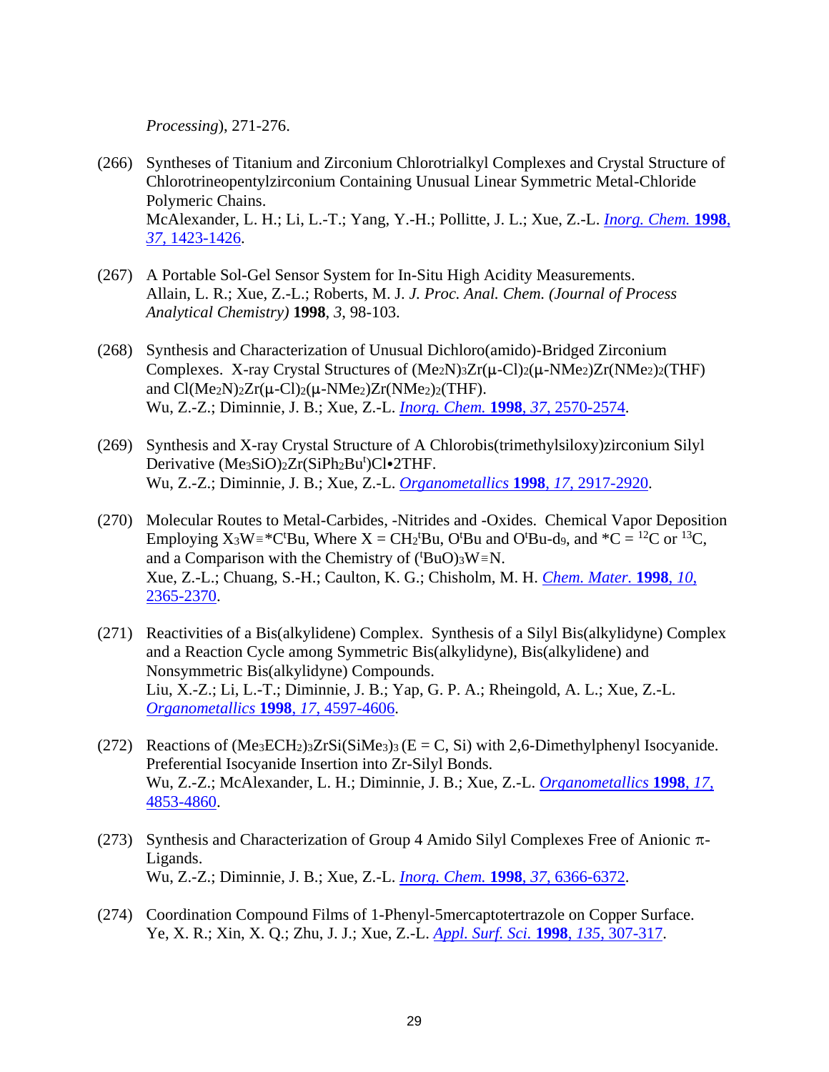*Processing*), 271-276.

(266) Syntheses of Titanium and Zirconium Chlorotrialkyl Complexes and Crystal Structure of Chlorotrineopentylzirconium Containing Unusual Linear Symmetric Metal-Chloride Polymeric Chains.
McAlexander, L. H.; Li, L.-T.; Yang, Y.-H.; Pollitte, J. L.; Xue, Z.-L. *Inorg. Chem.* **1998**, *37*, 1423-1426.

(267) A Portable Sol-Gel Sensor System for In-Situ High Acidity Measurements.
Allain, L. R.; Xue, Z.-L.; Roberts, M. J. *J. Proc. Anal. Chem. (Journal of Process Analytical Chemistry)* **1998**, *3*, 98-103.

(268) Synthesis and Characterization of Unusual Dichloro(amido)-Bridged Zirconium Complexes. X-ray Crystal Structures of $(Me_2N)_3Zr(\mu\text{-}Cl)_2(\mu\text{-}NMe_2)Zr(NMe_2)_2(THF)$ and $Cl(Me_2N)_2Zr(\mu\text{-}Cl)_2(\mu\text{-}NMe_2)Zr(NMe_2)_2(THF)$.
Wu, Z.-Z.; Diminnie, J. B.; Xue, Z.-L. *Inorg. Chem.* **1998**, *37*, 2570-2574.

(269) Synthesis and X-ray Crystal Structure of A Chlorobis(trimethylsiloxy)zirconium Silyl Derivative $(Me_3SiO)_2Zr(SiPh_2Bu^t)Cl\bullet 2THF$.
Wu, Z.-Z.; Diminnie, J. B.; Xue, Z.-L. *Organometallics* **1998**, *17*, 2917-2920.

(270) Molecular Routes to Metal-Carbides, -Nitrides and -Oxides. Chemical Vapor Deposition Employing $X_3W{\equiv}{*}C^tBu$, Where X = $CH_2{}^tBu$, $O^tBu$ and $O^tBu\text{-}d_9$, and *C = $^{12}C$ or $^{13}C$, and a Comparison with the Chemistry of $(^tBuO)_3W{\equiv}N$.
Xue, Z.-L.; Chuang, S.-H.; Caulton, K. G.; Chisholm, M. H. *Chem. Mater.* **1998**, *10*, 2365-2370.

(271) Reactivities of a Bis(alkylidene) Complex. Synthesis of a Silyl Bis(alkylidyne) Complex and a Reaction Cycle among Symmetric Bis(alkylidyne), Bis(alkylidene) and Nonsymmetric Bis(alkylidyne) Compounds.
Liu, X.-Z.; Li, L.-T.; Diminnie, J. B.; Yap, G. P. A.; Rheingold, A. L.; Xue, Z.-L. *Organometallics* **1998**, *17*, 4597-4606.

(272) Reactions of $(Me_3ECH_2)_3ZrSi(SiMe_3)_3$ (E = C, Si) with 2,6-Dimethylphenyl Isocyanide. Preferential Isocyanide Insertion into Zr-Silyl Bonds.
Wu, Z.-Z.; McAlexander, L. H.; Diminnie, J. B.; Xue, Z.-L. *Organometallics* **1998**, *17*, 4853-4860.

(273) Synthesis and Characterization of Group 4 Amido Silyl Complexes Free of Anionic $\pi$-Ligands.
Wu, Z.-Z.; Diminnie, J. B.; Xue, Z.-L. *Inorg. Chem.* **1998**, *37*, 6366-6372.

(274) Coordination Compound Films of 1-Phenyl-5mercaptotertrazole on Copper Surface.
Ye, X. R.; Xin, X. Q.; Zhu, J. J.; Xue, Z.-L. *Appl. Surf. Sci.* **1998**, *135*, 307-317.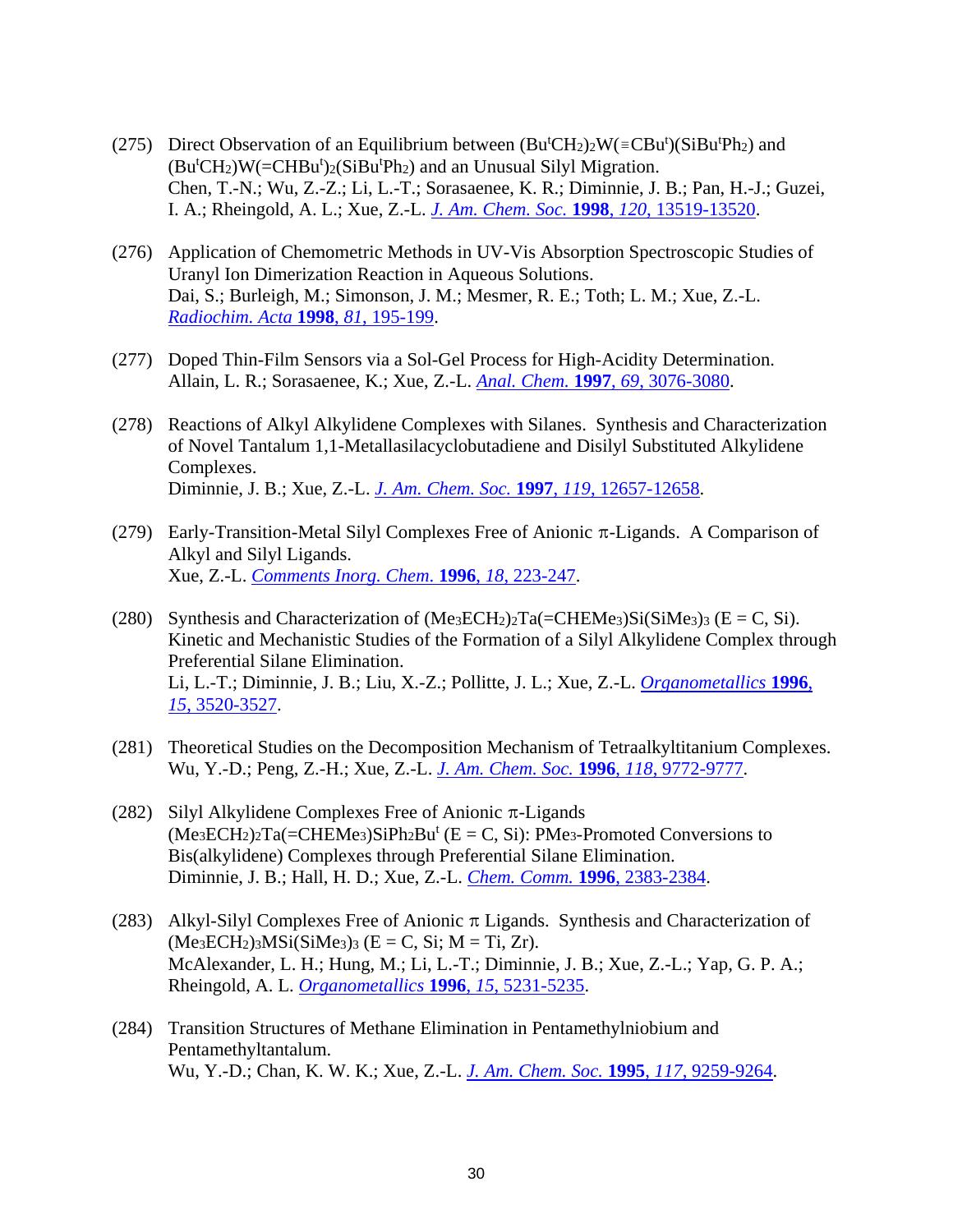(275) Direct Observation of an Equilibrium between $(Bu^tCH_2)_2W(\equiv CBu^t)(SiBu^tPh_2)$ and $(Bu^tCH_2)W(=CHBu^t)_2(SiBu^tPh_2)$ and an Unusual Silyl Migration.
Chen, T.-N.; Wu, Z.-Z.; Li, L.-T.; Sorasaenee, K. R.; Diminnie, J. B.; Pan, H.-J.; Guzei, I. A.; Rheingold, A. L.; Xue, Z.-L. *J. Am. Chem. Soc.* **1998**, *120*, 13519-13520.

(276) Application of Chemometric Methods in UV-Vis Absorption Spectroscopic Studies of Uranyl Ion Dimerization Reaction in Aqueous Solutions.
Dai, S.; Burleigh, M.; Simonson, J. M.; Mesmer, R. E.; Toth; L. M.; Xue, Z.-L. *Radiochim. Acta* **1998**, *81*, 195-199.

(277) Doped Thin-Film Sensors via a Sol-Gel Process for High-Acidity Determination.
Allain, L. R.; Sorasaenee, K.; Xue, Z.-L. *Anal. Chem.* **1997**, *69*, 3076-3080.

(278) Reactions of Alkyl Alkylidene Complexes with Silanes. Synthesis and Characterization of Novel Tantalum 1,1-Metallasilacyclobutadiene and Disilyl Substituted Alkylidene Complexes.
Diminnie, J. B.; Xue, Z.-L. *J. Am. Chem. Soc.* **1997**, *119*, 12657-12658.

(279) Early-Transition-Metal Silyl Complexes Free of Anionic $\pi$-Ligands. A Comparison of Alkyl and Silyl Ligands.
Xue, Z.-L. *Comments Inorg. Chem.* **1996**, *18*, 223-247.

(280) Synthesis and Characterization of $(Me_3ECH_2)_2Ta(=CHEMe_3)Si(SiMe_3)_3$ (E = C, Si). Kinetic and Mechanistic Studies of the Formation of a Silyl Alkylidene Complex through Preferential Silane Elimination.
Li, L.-T.; Diminnie, J. B.; Liu, X.-Z.; Pollitte, J. L.; Xue, Z.-L. *Organometallics* **1996**, *15*, 3520-3527.

(281) Theoretical Studies on the Decomposition Mechanism of Tetraalkyltitanium Complexes.
Wu, Y.-D.; Peng, Z.-H.; Xue, Z.-L. *J. Am. Chem. Soc.* **1996**, *118*, 9772-9777.

(282) Silyl Alkylidene Complexes Free of Anionic $\pi$-Ligands $(Me_3ECH_2)_2Ta(=CHEMe_3)SiPh_2Bu^t$ (E = C, Si): $PMe_3$-Promoted Conversions to Bis(alkylidene) Complexes through Preferential Silane Elimination.
Diminnie, J. B.; Hall, H. D.; Xue, Z.-L. *Chem. Comm.* **1996**, 2383-2384.

(283) Alkyl-Silyl Complexes Free of Anionic $\pi$ Ligands. Synthesis and Characterization of $(Me_3ECH_2)_3MSi(SiMe_3)_3$ (E = C, Si; M = Ti, Zr).
McAlexander, L. H.; Hung, M.; Li, L.-T.; Diminnie, J. B.; Xue, Z.-L.; Yap, G. P. A.; Rheingold, A. L. *Organometallics* **1996**, *15*, 5231-5235.

(284) Transition Structures of Methane Elimination in Pentamethylniobium and Pentamethyltantalum.
Wu, Y.-D.; Chan, K. W. K.; Xue, Z.-L. *J. Am. Chem. Soc.* **1995**, *117*, 9259-9264.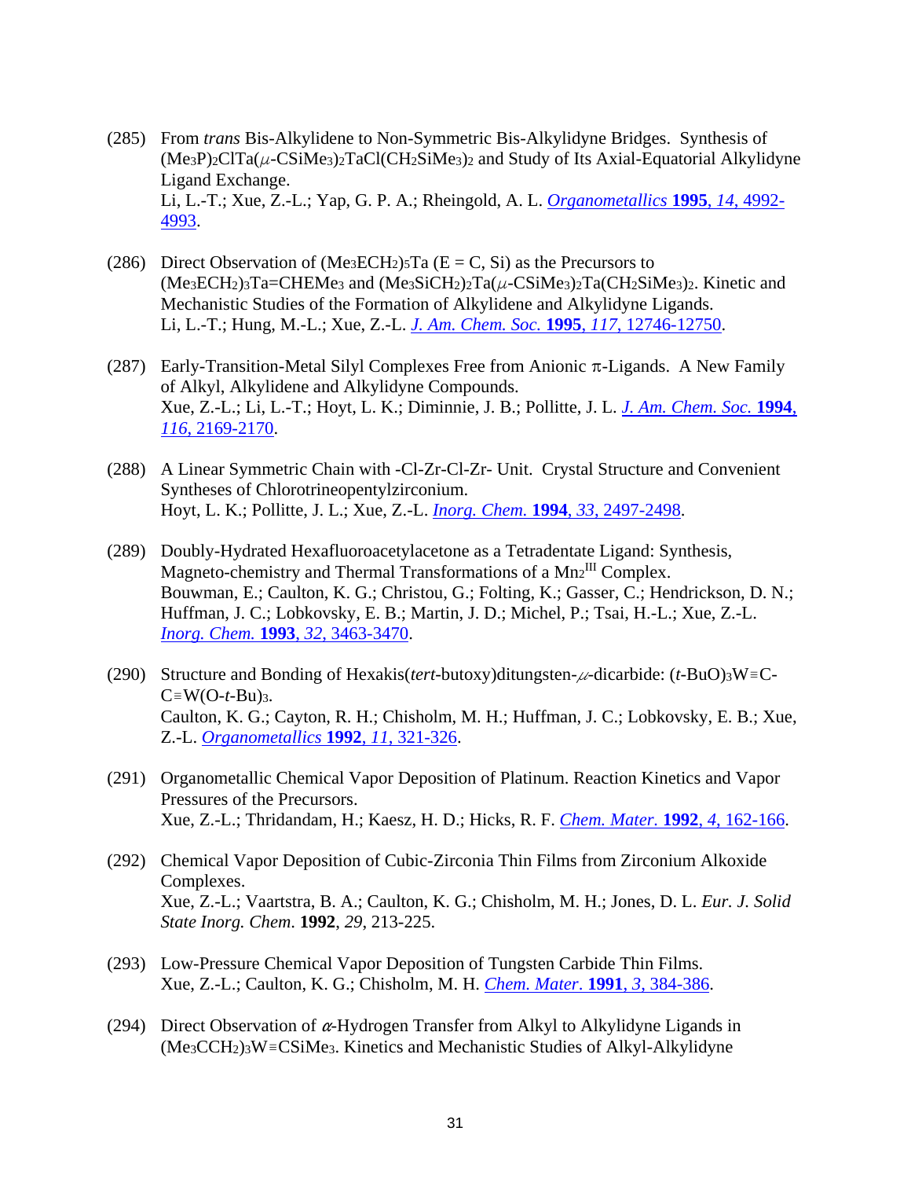(285) From *trans* Bis-Alkylidene to Non-Symmetric Bis-Alkylidyne Bridges. Synthesis of $(Me_3P)_2ClTa(\mu\text{-}CSiMe_3)_2TaCl(CH_2SiMe_3)_2$ and Study of Its Axial-Equatorial Alkylidyne Ligand Exchange.
Li, L.-T.; Xue, Z.-L.; Yap, G. P. A.; Rheingold, A. L. *Organometallics* **1995**, *14*, 4992-4993.

(286) Direct Observation of $(Me_3ECH_2)_5Ta$ (E = C, Si) as the Precursors to $(Me_3ECH_2)_3Ta{=}CHEMe_3$ and $(Me_3SiCH_2)_2Ta(\mu\text{-}CSiMe_3)_2Ta(CH_2SiMe_3)_2$. Kinetic and Mechanistic Studies of the Formation of Alkylidene and Alkylidyne Ligands.
Li, L.-T.; Hung, M.-L.; Xue, Z.-L. *J. Am. Chem. Soc.* **1995**, *117*, 12746-12750.

(287) Early-Transition-Metal Silyl Complexes Free from Anionic π-Ligands. A New Family of Alkyl, Alkylidene and Alkylidyne Compounds.
Xue, Z.-L.; Li, L.-T.; Hoyt, L. K.; Diminnie, J. B.; Pollitte, J. L. *J. Am. Chem. Soc.* **1994**, *116*, 2169-2170.

(288) A Linear Symmetric Chain with -Cl-Zr-Cl-Zr- Unit. Crystal Structure and Convenient Syntheses of Chlorotrineopentylzirconium.
Hoyt, L. K.; Pollitte, J. L.; Xue, Z.-L. *Inorg. Chem.* **1994**, *33*, 2497-2498.

(289) Doubly-Hydrated Hexafluoroacetylacetone as a Tetradentate Ligand: Synthesis, Magneto-chemistry and Thermal Transformations of a $Mn_2^{III}$ Complex.
Bouwman, E.; Caulton, K. G.; Christou, G.; Folting, K.; Gasser, C.; Hendrickson, D. N.; Huffman, J. C.; Lobkovsky, E. B.; Martin, J. D.; Michel, P.; Tsai, H.-L.; Xue, Z.-L. *Inorg. Chem.* **1993**, *32*, 3463-3470.

(290) Structure and Bonding of Hexakis(*tert*-butoxy)ditungsten-μ-dicarbide: $(t\text{-}BuO)_3W{\equiv}C\text{-}C{\equiv}W(O\text{-}t\text{-}Bu)_3$.
Caulton, K. G.; Cayton, R. H.; Chisholm, M. H.; Huffman, J. C.; Lobkovsky, E. B.; Xue, Z.-L. *Organometallics* **1992**, *11*, 321-326.

(291) Organometallic Chemical Vapor Deposition of Platinum. Reaction Kinetics and Vapor Pressures of the Precursors.
Xue, Z.-L.; Thridandam, H.; Kaesz, H. D.; Hicks, R. F. *Chem. Mater.* **1992**, *4*, 162-166.

(292) Chemical Vapor Deposition of Cubic-Zirconia Thin Films from Zirconium Alkoxide Complexes.
Xue, Z.-L.; Vaartstra, B. A.; Caulton, K. G.; Chisholm, M. H.; Jones, D. L. *Eur. J. Solid State Inorg. Chem.* **1992**, *29*, 213-225.

(293) Low-Pressure Chemical Vapor Deposition of Tungsten Carbide Thin Films.
Xue, Z.-L.; Caulton, K. G.; Chisholm, M. H. *Chem. Mater.* **1991**, *3*, 384-386.

(294) Direct Observation of α-Hydrogen Transfer from Alkyl to Alkylidyne Ligands in $(Me_3CCH_2)_3W{\equiv}CSiMe_3$. Kinetics and Mechanistic Studies of Alkyl-Alkylidyne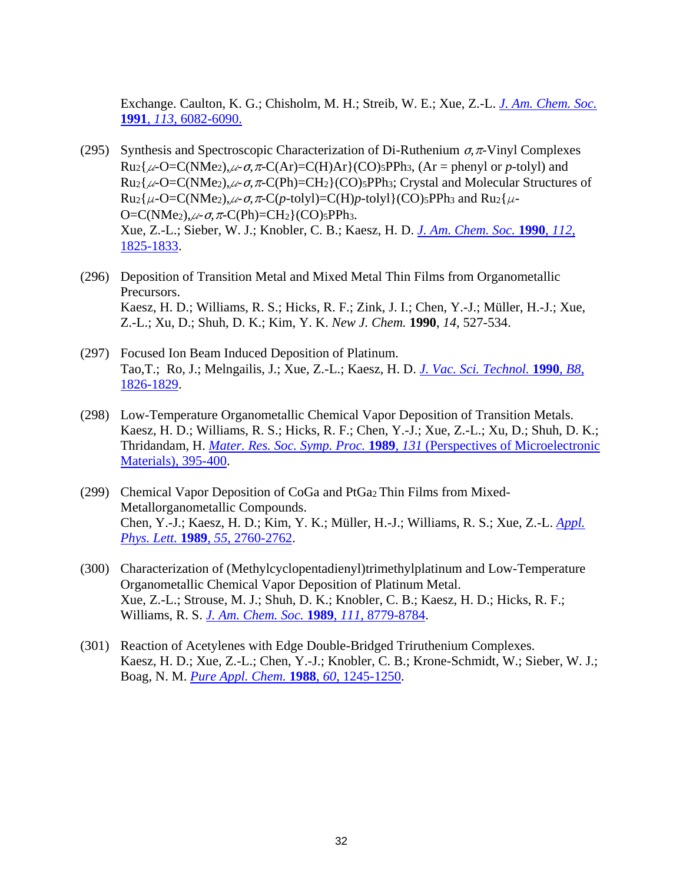Exchange. Caulton, K. G.; Chisholm, M. H.; Streib, W. E.; Xue, Z.-L. *J. Am. Chem. Soc.* **1991**, *113*, 6082-6090.

(295) Synthesis and Spectroscopic Characterization of Di-Ruthenium $\sigma,\pi$-Vinyl Complexes $Ru_2\{\mu\text{-}O{=}C(NMe_2),\mu\text{-}\sigma,\pi\text{-}C(Ar){=}C(H)Ar\}(CO)_5PPh_3$, (Ar = phenyl or *p*-tolyl) and $Ru_2\{\mu\text{-}O{=}C(NMe_2),\mu\text{-}\sigma,\pi\text{-}C(Ph){=}CH_2\}(CO)_5PPh_3$; Crystal and Molecular Structures of $Ru_2\{\mu\text{-}O{=}C(NMe_2),\mu\text{-}\sigma,\pi\text{-}C(p\text{-tolyl}){=}C(H)p\text{-tolyl}\}(CO)_5PPh_3$ and $Ru_2\{\mu\text{-}O{=}C(NMe_2),\mu\text{-}\sigma,\pi\text{-}C(Ph){=}CH_2\}(CO)_5PPh_3$.
Xue, Z.-L.; Sieber, W. J.; Knobler, C. B.; Kaesz, H. D. *J. Am. Chem. Soc.* **1990**, *112*, 1825-1833.

(296) Deposition of Transition Metal and Mixed Metal Thin Films from Organometallic Precursors.
Kaesz, H. D.; Williams, R. S.; Hicks, R. F.; Zink, J. I.; Chen, Y.-J.; Müller, H.-J.; Xue, Z.-L.; Xu, D.; Shuh, D. K.; Kim, Y. K. *New J. Chem.* **1990**, *14*, 527-534.

(297) Focused Ion Beam Induced Deposition of Platinum.
Tao,T.; Ro, J.; Melngailis, J.; Xue, Z.-L.; Kaesz, H. D. *J. Vac. Sci. Technol.* **1990**, *B8*, 1826-1829.

(298) Low-Temperature Organometallic Chemical Vapor Deposition of Transition Metals.
Kaesz, H. D.; Williams, R. S.; Hicks, R. F.; Chen, Y.-J.; Xue, Z.-L.; Xu, D.; Shuh, D. K.; Thridandam, H. *Mater. Res. Soc. Symp. Proc.* **1989**, *131* (Perspectives of Microelectronic Materials), 395-400.

(299) Chemical Vapor Deposition of CoGa and $PtGa_2$ Thin Films from Mixed-Metallorganometallic Compounds.
Chen, Y.-J.; Kaesz, H. D.; Kim, Y. K.; Müller, H.-J.; Williams, R. S.; Xue, Z.-L. *Appl. Phys. Lett.* **1989**, *55*, 2760-2762.

(300) Characterization of (Methylcyclopentadienyl)trimethylplatinum and Low-Temperature Organometallic Chemical Vapor Deposition of Platinum Metal.
Xue, Z.-L.; Strouse, M. J.; Shuh, D. K.; Knobler, C. B.; Kaesz, H. D.; Hicks, R. F.; Williams, R. S. *J. Am. Chem. Soc.* **1989**, *111*, 8779-8784.

(301) Reaction of Acetylenes with Edge Double-Bridged Triruthenium Complexes.
Kaesz, H. D.; Xue, Z.-L.; Chen, Y.-J.; Knobler, C. B.; Krone-Schmidt, W.; Sieber, W. J.; Boag, N. M. *Pure Appl. Chem.* **1988**, *60*, 1245-1250.